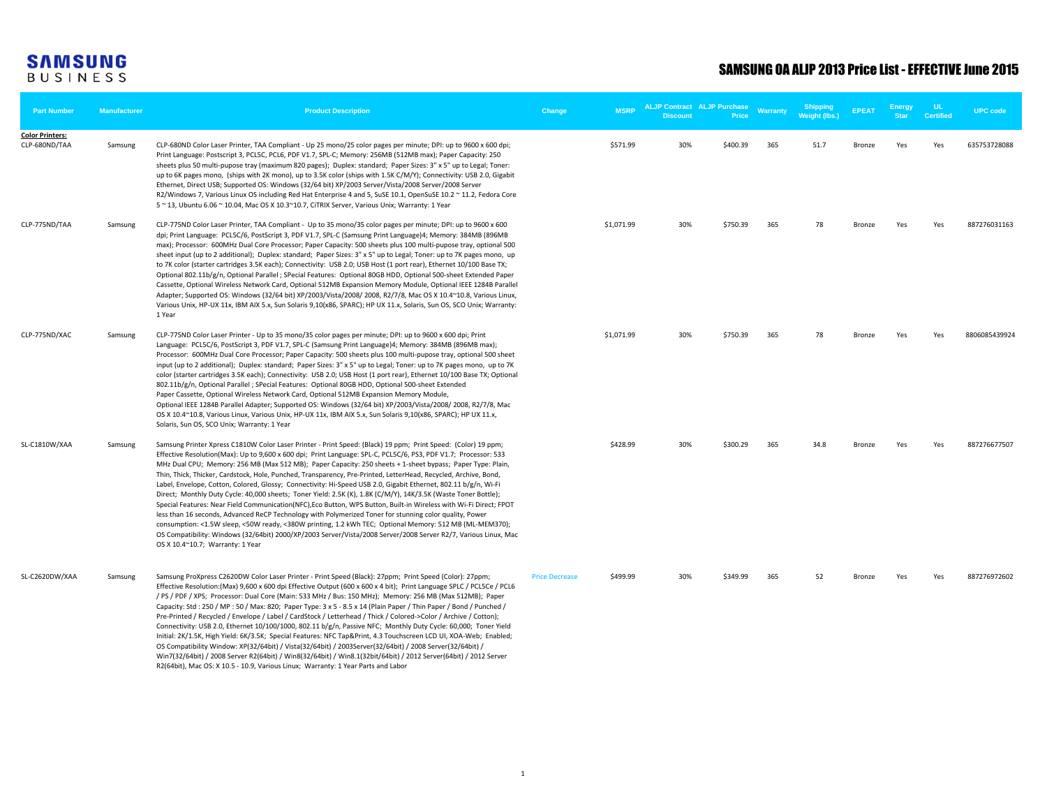**SAMSUNG** BUSINESS

# SAMSUNG OA ALJP 2013 Price List - EFFECTIVE June 2015

| Part Number | Manufacturer | Product Description | Change | MSRP | ALJP Contract Discount | ALJP Purchase Price | Warranty | Shipping Weight (lbs.) | EPEAT | Energy Star | UL Certified | UPC code |
|---|---|---|---|---|---|---|---|---|---|---|---|---|
| **Color Printers:** | | | | | | | | | | | | |
| CLP-680ND/TAA | Samsung | CLP-680ND Color Laser Printer, TAA Compliant - Up 25 mono/25 color pages per minute; DPI: up to 9600 x 600 dpi; Print Language: Postscript 3, PCL5C, PCL6, PDF V1.7, SPL-C; Memory: 256MB (512MB max); Paper Capacity: 250 sheets plus 50 multi-pupose tray (maximum 820 pages); Duplex: standard; Paper Sizes: 3" x 5" up to Legal; Toner: up to 6K pages mono, (ships with 2K mono), up to 3.5K color (ships with 1.5K C/M/Y); Connectivity: USB 2.0, Gigabit Ethernet, Direct USB; Supported OS: Windows (32/64 bit) XP/2003 Server/Vista/2008 Server/2008 Server R2/Windows 7, Various Linux OS including Red Hat Enterprise 4 and 5, SuSE 10.1, OpenSuSE 10.2 ~ 11.2, Fedora Core 5 ~ 13, Ubuntu 6.06 ~ 10.04, Mac OS X 10.3~10.7, CiTRIX Server, Various Unix; Warranty: 1 Year | | $571.99 | 30% | $400.39 | 365 | 51.7 | Bronze | Yes | Yes | 635753728088 |
| CLP-775ND/TAA | Samsung | CLP-775ND Color Laser Printer, TAA Compliant - Up to 35 mono/35 color pages per minute; DPI: up to 9600 x 600 dpi; Print Language: PCL5C/6, PostScript 3, PDF V1.7, SPL-C (Samsung Print Language)4; Memory: 384MB (896MB max); Processor: 600MHz Dual Core Processor; Paper Capacity: 500 sheets plus 100 multi-pupose tray, optional 500 sheet input (up to 2 additional); Duplex: standard; Paper Sizes: 3" x 5" up to Legal; Toner: up to 7K pages mono, up to 7K color (starter cartridges 3.5K each); Connectivity: USB 2.0; USB Host (1 port rear), Ethernet 10/100 Base TX; Optional 802.11b/g/n, Optional Parallel ; SPecial Features: Optional 80GB HDD, Optional 500-sheet Extended Paper Cassette, Optional Wireless Network Card, Optional 512MB Expansion Memory Module, Optional IEEE 1284B Parallel Adapter; Supported OS: Windows (32/64 bit) XP/2003/Vista/2008/ 2008, R2/7/8, Mac OS X 10.4~10.8, Various Linux, Various Unix, HP-UX 11x, IBM AIX 5.x, Sun Solaris 9,10(x86, SPARC); HP UX 11.x, Solaris, Sun OS, SCO Unix; Warranty: 1 Year | | $1,071.99 | 30% | $750.39 | 365 | 78 | Bronze | Yes | Yes | 887276031163 |
| CLP-775ND/XAC | Samsung | CLP-775ND Color Laser Printer - Up to 35 mono/35 color pages per minute; DPI: up to 9600 x 600 dpi; Print Language: PCL5C/6, PostScript 3, PDF V1.7, SPL-C (Samsung Print Language)4; Memory: 384MB (896MB max); Processor: 600MHz Dual Core Processor; Paper Capacity: 500 sheets plus 100 multi-pupose tray, optional 500 sheet input (up to 2 additional); Duplex: standard; Paper Sizes: 3" x 5" up to Legal; Toner: up to 7K pages mono, up to 7K color (starter cartridges 3.5K each); Connectivity: USB 2.0; USB Host (1 port rear), Ethernet 10/100 Base TX; Optional 802.11b/g/n, Optional Parallel ; SPecial Features: Optional 80GB HDD, Optional 500-sheet Extended Paper Cassette, Optional Wireless Network Card, Optional 512MB Expansion Memory Module, Optional IEEE 1284B Parallel Adapter; Supported OS: Windows (32/64 bit) XP/2003/Vista/2008/ 2008, R2/7/8, Mac OS X 10.4~10.8, Various Linux, Various Unix, HP-UX 11x, IBM AIX 5.x, Sun Solaris 9,10(x86, SPARC); HP UX 11.x, Solaris, Sun OS, SCO Unix; Warranty: 1 Year | | $1,071.99 | 30% | $750.39 | 365 | 78 | Bronze | Yes | Yes | 8806085439924 |
| SL-C1810W/XAA | Samsung | Samsung Printer Xpress C1810W Color Laser Printer - Print Speed: (Black) 19 ppm; Print Speed: (Color) 19 ppm; Effective Resolution(Max): Up to 9,600 x 600 dpi; Print Language: SPL-C, PCL5C/6, PS3, PDF V1.7; Processor: 533 MHz Dual CPU; Memory: 256 MB (Max 512 MB); Paper Capacity: 250 sheets + 1-sheet bypass; Paper Type: Plain, Thin, Thick, Thicker, Cardstock, Hole, Punched, Transparency, Pre-Printed, LetterHead, Recycled, Archive, Bond, Label, Envelope, Cotton, Colored, Glossy; Connectivity: Hi-Speed USB 2.0, Gigabit Ethernet, 802.11 b/g/n, Wi-Fi Direct; Monthly Duty Cycle: 40,000 sheets; Toner Yield: 2.5K (K), 1.8K (C/M/Y), 14K/3.5K (Waste Toner Bottle); Special Features: Near Field Communication(NFC),Eco Button, WPS Button, Built-in Wireless with Wi-Fi Direct; FPOT less than 16 seconds, Advanced ReCP Technology with Polymerized Toner for stunning color quality, Power consumption: <1.5W sleep, <50W ready, <380W printing, 1.2 kWh TEC; Optional Memory: 512 MB (ML-MEM370); OS Compatibility: Windows (32/64bit) 2000/XP/2003 Server/Vista/2008 Server/2008 Server R2/7, Various Linux, Mac OS X 10.4~10.7; Warranty: 1 Year | | $428.99 | 30% | $300.29 | 365 | 34.8 | Bronze | Yes | Yes | 887276677507 |
| SL-C2620DW/XAA | Samsung | Samsung ProXpress C2620DW Color Laser Printer - Print Speed (Black): 27ppm; Print Speed (Color): 27ppm; Effective Resolution:(Max) 9,600 x 600 dpi Effective Output (600 x 600 x 4 bit); Print Language SPLC / PCL5Ce / PCL6 / PS / PDF / XPS; Processor: Dual Core (Main: 533 MHz / Bus: 150 MHz); Memory: 256 MB (Max 512MB); Paper Capacity: Std : 250 / MP : 50 / Max: 820; Paper Type: 3 x 5 - 8.5 x 14 (Plain Paper / Thin Paper / Bond / Punched / Pre-Printed / Recycled / Envelope / Label / CardStock / Letterhead / Thick / Colored->Color / Archive / Cotton); Connectivity: USB 2.0, Ethernet 10/100/1000, 802.11 b/g/n, Passive NFC; Monthly Duty Cycle: 60,000; Toner Yield Initial: 2K/1.5K, High Yield: 6K/3.5K; Special Features: NFC Tap&Print, 4.3 Touchscreen LCD UI, XOA-Web; Enabled; OS Compatibility Window: XP(32/64bit) / Vista(32/64bit) / 2003Server(32/64bit) / 2008 Server(32/64bit) / Win7(32/64bit) / 2008 Server R2(64bit) / Win8(32/64bit) / Win8.1(32bit/64bit) / 2012 Server(64bit) / 2012 Server R2(64bit), Mac OS: X 10.5 - 10.9, Various Linux; Warranty: 1 Year Parts and Labor | Price Decrease | $499.99 | 30% | $349.99 | 365 | 52 | Bronze | Yes | Yes | 887276972602 |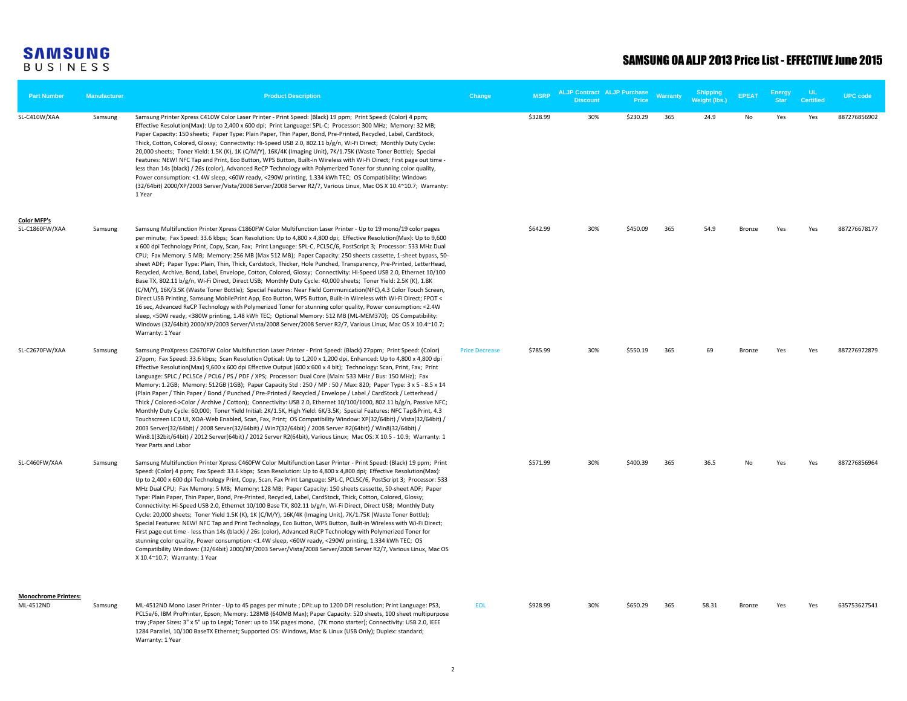# SAMSUNG BUSINESS

## SAMSUNG OA ALJP 2013 Price List - EFFECTIVE June 2015

| Part Number | Manufacturer | Product Description | Change | MSRP | ALJP Contract Discount | ALJP Purchase Price | Warranty | Shipping Weight (lbs.) | EPEAT | Energy Star | UL Certified | UPC code |
|---|---|---|---|---|---|---|---|---|---|---|---|---|
| SL-C410W/XAA | Samsung | Samsung Printer Xpress C410W Color Laser Printer - Print Speed: (Black) 19 ppm; Print Speed: (Color) 4 ppm; Effective Resolution(Max): Up to 2,400 x 600 dpi; Print Language: SPL-C; Processor: 300 MHz; Memory: 32 MB; Paper Capacity: 150 sheets; Paper Type: Plain Paper, Thin Paper, Bond, Pre-Printed, Recycled, Label, CardStock, Thick, Cotton, Colored, Glossy; Connectivity: Hi-Speed USB 2.0, 802.11 b/g/n, Wi-Fi Direct; Monthly Duty Cycle: 20,000 sheets; Toner Yield: 1.5K (K), 1K (C/M/Y), 16K/4K (Imaging Unit), 7K/1.75K (Waste Toner Bottle); Special Features: NEW! NFC Tap and Print, Eco Button, WPS Button, Built-in Wireless with Wi-Fi Direct; First page out time - less than 14s (black) / 26s (color), Advanced ReCP Technology with Polymerized Toner for stunning color quality, Power consumption: <1.4W sleep, <60W ready, <290W printing, 1.334 kWh TEC; OS Compatibility: Windows (32/64bit) 2000/XP/2003 Server/Vista/2008 Server/2008 Server R2/7, Various Linux, Mac OS X 10.4~10.7; Warranty: 1 Year | | $328.99 | 30% | $230.29 | 365 | 24.9 | No | Yes | Yes | 887276856902 |
| **Color MFP's** | | | | | | | | | | | | |
| SL-C1860FW/XAA | Samsung | Samsung Multifunction Printer Xpress C1860FW Color Multifunction Laser Printer - Up to 19 mono/19 color pages per minute; Fax Speed: 33.6 kbps; Scan Resolution: Up to 4,800 x 4,800 dpi; Effective Resolution(Max): Up to 9,600 x 600 dpi Technology Print, Copy, Scan, Fax; Print Language: SPL-C, PCL5C/6, PostScript 3; Processor: 533 MHz Dual CPU; Fax Memory: 5 MB; Memory: 256 MB (Max 512 MB); Paper Capacity: 250 sheets cassette, 1-sheet bypass, 50-sheet ADF; Paper Type: Plain, Thin, Thick, Cardstock, Thicker, Hole Punched, Transparency, Pre-Printed, LetterHead, Recycled, Archive, Bond, Label, Envelope, Cotton, Colored, Glossy; Connectivity: Hi-Speed USB 2.0, Ethernet 10/100 Base TX, 802.11 b/g/n, Wi-Fi Direct, Direct USB; Monthly Duty Cycle: 40,000 sheets; Toner Yield: 2.5K (K), 1.8K (C/M/Y), 16K/3.5K (Waste Toner Bottle); Special Features: Near Field Communication(NFC),4.3 Color Touch Screen, Direct USB Printing, Samsung MobilePrint App, Eco Button, WPS Button, Built-in Wireless with Wi-Fi Direct; FPOT < 16 sec, Advanced ReCP Technology with Polymerized Toner for stunning color quality, Power consumption: <2.4W sleep, <50W ready, <380W printing, 1.48 kWh TEC; Optional Memory: 512 MB (ML-MEM370); OS Compatibility: Windows (32/64bit) 2000/XP/2003 Server/Vista/2008 Server/2008 Server R2/7, Various Linux, Mac OS X 10.4~10.7; Warranty: 1 Year | | $642.99 | 30% | $450.09 | 365 | 54.9 | Bronze | Yes | Yes | 887276678177 |
| SL-C2670FW/XAA | Samsung | Samsung ProXpress C2670FW Color Multifunction Laser Printer - Print Speed: (Black) 27ppm; Print Speed: (Color) 27ppm; Fax Speed: 33.6 kbps; Scan Resolution Optical: Up to 1,200 x 1,200 dpi, Enhanced: Up to 4,800 x 4,800 dpi Effective Resolution(Max) 9,600 x 600 dpi Effective Output (600 x 600 x 4 bit); Technology: Scan, Print, Fax; Print Language: SPLC / PCL5Ce / PCL6 / PS / PDF / XPS; Processor: Dual Core (Main: 533 MHz / Bus: 150 MHz); Fax Memory: 1.2GB; Memory: 512GB (1GB); Paper Capacity Std : 250 / MP : 50 / Max: 820; Paper Type: 3 x 5 - 8.5 x 14 (Plain Paper / Thin Paper / Bond / Punched / Pre-Printed / Recycled / Envelope / Label / CardStock / Letterhead / Thick / Colored->Color / Archive / Cotton); Connectivity: USB 2.0, Ethernet 10/100/1000, 802.11 b/g/n, Passive NFC; Monthly Duty Cycle: 60,000; Toner Yield Initial: 2K/1.5K, High Yield: 6K/3.5K; Special Features: NFC Tap&Print, 4.3 Touchscreen LCD UI, XOA-Web Enabled, Scan, Fax, Print; OS Compatibility Window: XP(32/64bit) / Vista(32/64bit) / 2003 Server(32/64bit) / 2008 Server(32/64bit) / Win7(32/64bit) / 2008 Server R2(64bit) / Win8(32/64bit) / Win8.1(32bit/64bit) / 2012 Server(64bit) / 2012 Server R2(64bit), Various Linux; Mac OS: X 10.5 - 10.9; Warranty: 1 Year Parts and Labor | Price Decrease | $785.99 | 30% | $550.19 | 365 | 69 | Bronze | Yes | Yes | 887276972879 |
| SL-C460FW/XAA | Samsung | Samsung Multifunction Printer Xpress C460FW Color Multifunction Laser Printer - Print Speed: (Black) 19 ppm; Print Speed: (Color) 4 ppm; Fax Speed: 33.6 kbps; Scan Resolution: Up to 4,800 x 4,800 dpi; Effective Resolution(Max): Up to 2,400 x 600 dpi Technology Print, Copy, Scan, Fax Print Language: SPL-C, PCL5C/6, PostScript 3; Processor: 533 MHz Dual CPU; Fax Memory: 5 MB; Memory: 128 MB; Paper Capacity: 150 sheets cassette, 50-sheet ADF; Paper Type: Plain Paper, Thin Paper, Bond, Pre-Printed, Recycled, Label, CardStock, Thick, Cotton, Colored, Glossy; Connectivity: Hi-Speed USB 2.0, Ethernet 10/100 Base TX, 802.11 b/g/n, Wi-Fi Direct, Direct USB; Monthly Duty Cycle: 20,000 sheets; Toner Yield 1.5K (K), 1K (C/M/Y), 16K/4K (Imaging Unit), 7K/1.75K (Waste Toner Bottle); Special Features: NEW! NFC Tap and Print Technology, Eco Button, WPS Button, Built-in Wireless with Wi-Fi Direct; First page out time - less than 14s (black) / 26s (color), Advanced ReCP Technology with Polymerized Toner for stunning color quality, Power consumption: <1.4W sleep, <60W ready, <290W printing, 1.334 kWh TEC; OS Compatibility Windows: (32/64bit) 2000/XP/2003 Server/Vista/2008 Server/2008 Server R2/7, Various Linux, Mac OS X 10.4~10.7; Warranty: 1 Year | | $571.99 | 30% | $400.39 | 365 | 36.5 | No | Yes | Yes | 887276856964 |
| **Monochrome Printers:** | | | | | | | | | | | | |
| ML-4512ND | Samsung | ML-4512ND Mono Laser Printer - Up to 45 pages per minute ; DPI: up to 1200 DPI resolution; Print Language: PS3, PCL5e/6, IBM ProPrinter, Epson; Memory: 128MB (640MB Max); Paper Capacity: 520 sheets, 100 sheet multipurpose tray ;Paper Sizes: 3" x 5" up to Legal; Toner: up to 15K pages mono, (7K mono starter); Connectivity: USB 2.0, IEEE 1284 Parallel, 10/100 BaseTX Ethernet; Supported OS: Windows, Mac & Linux (USB Only); Duplex: standard; Warranty: 1 Year | EOL | $928.99 | 30% | $650.29 | 365 | 58.31 | Bronze | Yes | Yes | 635753627541 |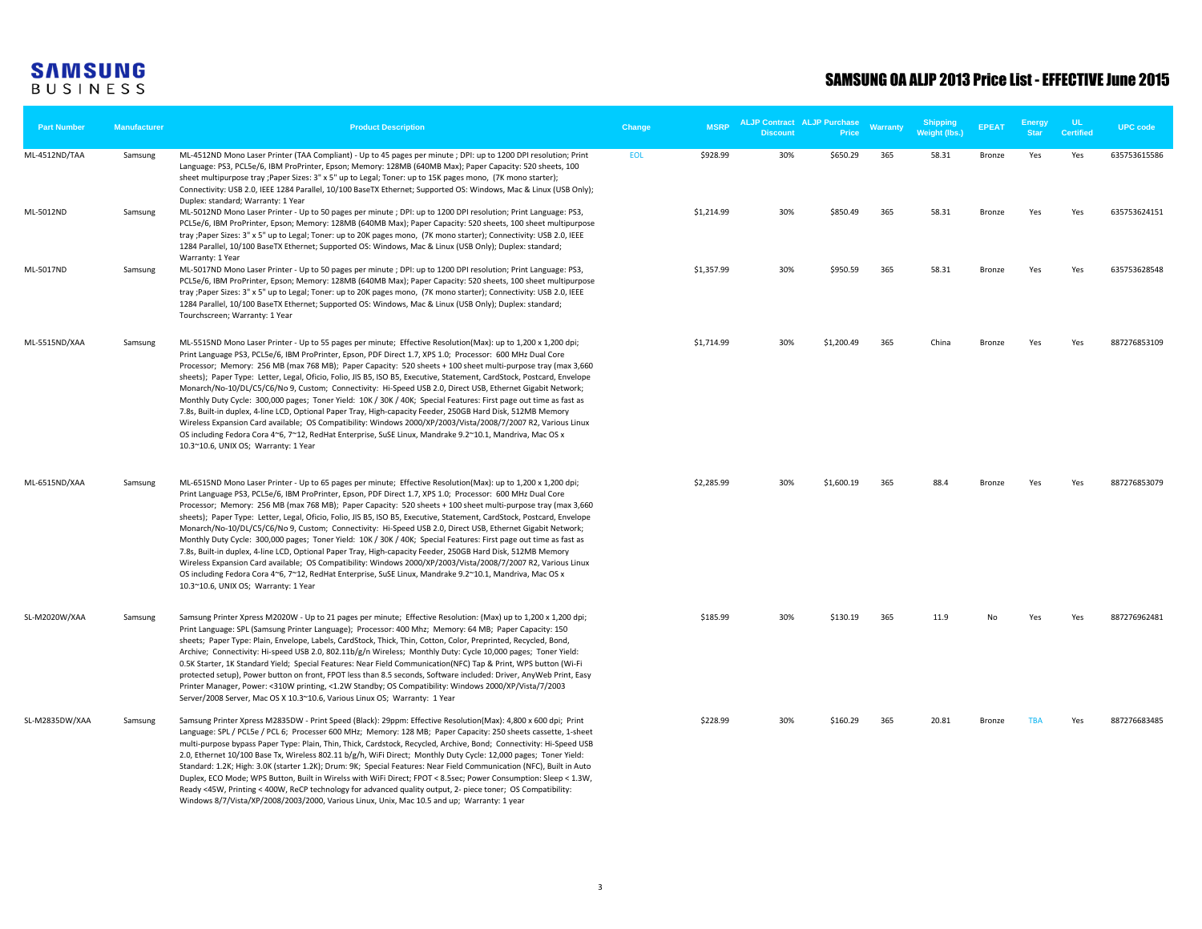**SAMSUNG BUSINESS**

# SAMSUNG OA ALJP 2013 Price List - EFFECTIVE June 2015

| Part Number | Manufacturer | Product Description | Change | MSRP | ALJP Contract Discount | ALJP Purchase Price | Warranty | Shipping Weight (lbs.) | EPEAT | Energy Star | UL Certified | UPC code |
|---|---|---|---|---|---|---|---|---|---|---|---|---|
| ML-4512ND/TAA | Samsung | ML-4512ND Mono Laser Printer (TAA Compliant) - Up to 45 pages per minute ; DPI: up to 1200 DPI resolution; Print Language: PS3, PCL5e/6, IBM ProPrinter, Epson; Memory: 128MB (640MB Max); Paper Capacity: 520 sheets, 100 sheet multipurpose tray ;Paper Sizes: 3" x 5" up to Legal; Toner: up to 15K pages mono, (7K mono starter); Connectivity: USB 2.0, IEEE 1284 Parallel, 10/100 BaseTX Ethernet; Supported OS: Windows, Mac & Linux (USB Only); Duplex: standard; Warranty: 1 Year | EOL | $928.99 | 30% | $650.29 | 365 | 58.31 | Bronze | Yes | Yes | 635753615586 |
| ML-5012ND | Samsung | ML-5012ND Mono Laser Printer - Up to 50 pages per minute ; DPI: up to 1200 DPI resolution; Print Language: PS3, PCL5e/6, IBM ProPrinter, Epson; Memory: 128MB (640MB Max); Paper Capacity: 520 sheets, 100 sheet multipurpose tray ;Paper Sizes: 3" x 5" up to Legal; Toner: up to 20K pages mono, (7K mono starter); Connectivity: USB 2.0, IEEE 1284 Parallel, 10/100 BaseTX Ethernet; Supported OS: Windows, Mac & Linux (USB Only); Duplex: standard; Warranty: 1 Year | | $1,214.99 | 30% | $850.49 | 365 | 58.31 | Bronze | Yes | Yes | 635753624151 |
| ML-5017ND | Samsung | ML-5017ND Mono Laser Printer - Up to 50 pages per minute ; DPI: up to 1200 DPI resolution; Print Language: PS3, PCL5e/6, IBM ProPrinter, Epson; Memory: 128MB (640MB Max); Paper Capacity: 520 sheets, 100 sheet multipurpose tray ;Paper Sizes: 3" x 5" up to Legal; Toner: up to 20K pages mono, (7K mono starter); Connectivity: USB 2.0, IEEE 1284 Parallel, 10/100 BaseTX Ethernet; Supported OS: Windows, Mac & Linux (USB Only); Duplex: standard; Tourchscreen; Warranty: 1 Year | | $1,357.99 | 30% | $950.59 | 365 | 58.31 | Bronze | Yes | Yes | 635753628548 |
| ML-5515ND/XAA | Samsung | ML-5515ND Mono Laser Printer - Up to 55 pages per minute; Effective Resolution(Max): up to 1,200 x 1,200 dpi; Print Language PS3, PCL5e/6, IBM ProPrinter, Epson, PDF Direct 1.7, XPS 1.0; Processor: 600 MHz Dual Core Processor; Memory: 256 MB (max 768 MB); Paper Capacity: 520 sheets + 100 sheet multi-purpose tray (max 3,660 sheets); Paper Type: Letter, Legal, Oficio, Folio, JIS B5, ISO B5, Executive, Statement, CardStock, Postcard, Envelope Monarch/No-10/DL/C5/C6/No 9, Custom; Connectivity: Hi-Speed USB 2.0, Direct USB, Ethernet Gigabit Network; Monthly Duty Cycle: 300,000 pages; Toner Yield: 10K / 30K / 40K; Special Features: First page out time as fast as 7.8s, Built-in duplex, 4-line LCD, Optional Paper Tray, High-capacity Feeder, 250GB Hard Disk, 512MB Memory Wireless Expansion Card available; OS Compatibility: Windows 2000/XP/2003/Vista/2008/7/2007 R2, Various Linux OS including Fedora Cora 4~6, 7~12, RedHat Enterprise, SuSE Linux, Mandrake 9.2~10.1, Mandriva, Mac OS x 10.3~10.6, UNIX OS; Warranty: 1 Year | | $1,714.99 | 30% | $1,200.49 | 365 | China | Bronze | Yes | Yes | 887276853109 |
| ML-6515ND/XAA | Samsung | ML-6515ND Mono Laser Printer - Up to 65 pages per minute; Effective Resolution(Max): up to 1,200 x 1,200 dpi; Print Language PS3, PCL5e/6, IBM ProPrinter, Epson, PDF Direct 1.7, XPS 1.0; Processor: 600 MHz Dual Core Processor; Memory: 256 MB (max 768 MB); Paper Capacity: 520 sheets + 100 sheet multi-purpose tray (max 3,660 sheets); Paper Type: Letter, Legal, Oficio, Folio, JIS B5, ISO B5, Executive, Statement, CardStock, Postcard, Envelope Monarch/No-10/DL/C5/C6/No 9, Custom; Connectivity: Hi-Speed USB 2.0, Direct USB, Ethernet Gigabit Network; Monthly Duty Cycle: 300,000 pages; Toner Yield: 10K / 30K / 40K; Special Features: First page out time as fast as 7.8s, Built-in duplex, 4-line LCD, Optional Paper Tray, High-capacity Feeder, 250GB Hard Disk, 512MB Memory Wireless Expansion Card available; OS Compatibility: Windows 2000/XP/2003/Vista/2008/7/2007 R2, Various Linux OS including Fedora Cora 4~6, 7~12, RedHat Enterprise, SuSE Linux, Mandrake 9.2~10.1, Mandriva, Mac OS x 10.3~10.6, UNIX OS; Warranty: 1 Year | | $2,285.99 | 30% | $1,600.19 | 365 | 88.4 | Bronze | Yes | Yes | 887276853079 |
| SL-M2020W/XAA | Samsung | Samsung Printer Xpress M2020W - Up to 21 pages per minute; Effective Resolution: (Max) up to 1,200 x 1,200 dpi; Print Language: SPL (Samsung Printer Language); Processor: 400 Mhz; Memory: 64 MB; Paper Capacity: 150 sheets; Paper Type: Plain, Envelope, Labels, CardStock, Thick, Thin, Cotton, Color, Preprinted, Recycled, Bond, Archive; Connectivity: Hi-speed USB 2.0, 802.11b/g/n Wireless; Monthly Duty: Cycle 10,000 pages; Toner Yield: 0.5K Starter, 1K Standard Yield; Special Features: Near Field Communication(NFC) Tap & Print, WPS button (Wi-Fi protected setup), Power button on front, FPOT less than 8.5 seconds, Software included: Driver, AnyWeb Print, Easy Printer Manager, Power: <310W printing, <1.2W Standby; OS Compatibility: Windows 2000/XP/Vista/7/2003 Server/2008 Server, Mac OS X 10.3~10.6, Various Linux OS; Warranty: 1 Year | | $185.99 | 30% | $130.19 | 365 | 11.9 | No | Yes | Yes | 887276962481 |
| SL-M2835DW/XAA | Samsung | Samsung Printer Xpress M2835DW - Print Speed (Black): 29ppm: Effective Resolution(Max): 4,800 x 600 dpi; Print Language: SPL / PCL5e / PCL 6; Processer 600 MHz; Memory: 128 MB; Paper Capacity: 250 sheets cassette, 1-sheet multi-purpose bypass Paper Type: Plain, Thin, Thick, Cardstock, Recycled, Archive, Bond; Connectivity: Hi-Speed USB 2.0, Ethernet 10/100 Base Tx, Wireless 802.11 b/g/h, WiFi Direct; Monthly Duty Cycle: 12,000 pages; Toner Yield: Standard: 1.2K; High: 3.0K (starter 1.2K); Drum: 9K; Special Features: Near Field Communication (NFC), Built in Auto Duplex, ECO Mode; WPS Button, Built in Wirelss with WiFi Direct; FPOT < 8.5sec; Power Consumption: Sleep < 1.3W, Ready <45W, Printing < 400W, ReCP technology for advanced quality output, 2- piece toner; OS Compatibility: Windows 8/7/Vista/XP/2008/2003/2000, Various Linux, Unix, Mac 10.5 and up; Warranty: 1 year | | $228.99 | 30% | $160.29 | 365 | 20.81 | Bronze | TBA | Yes | 887276683485 |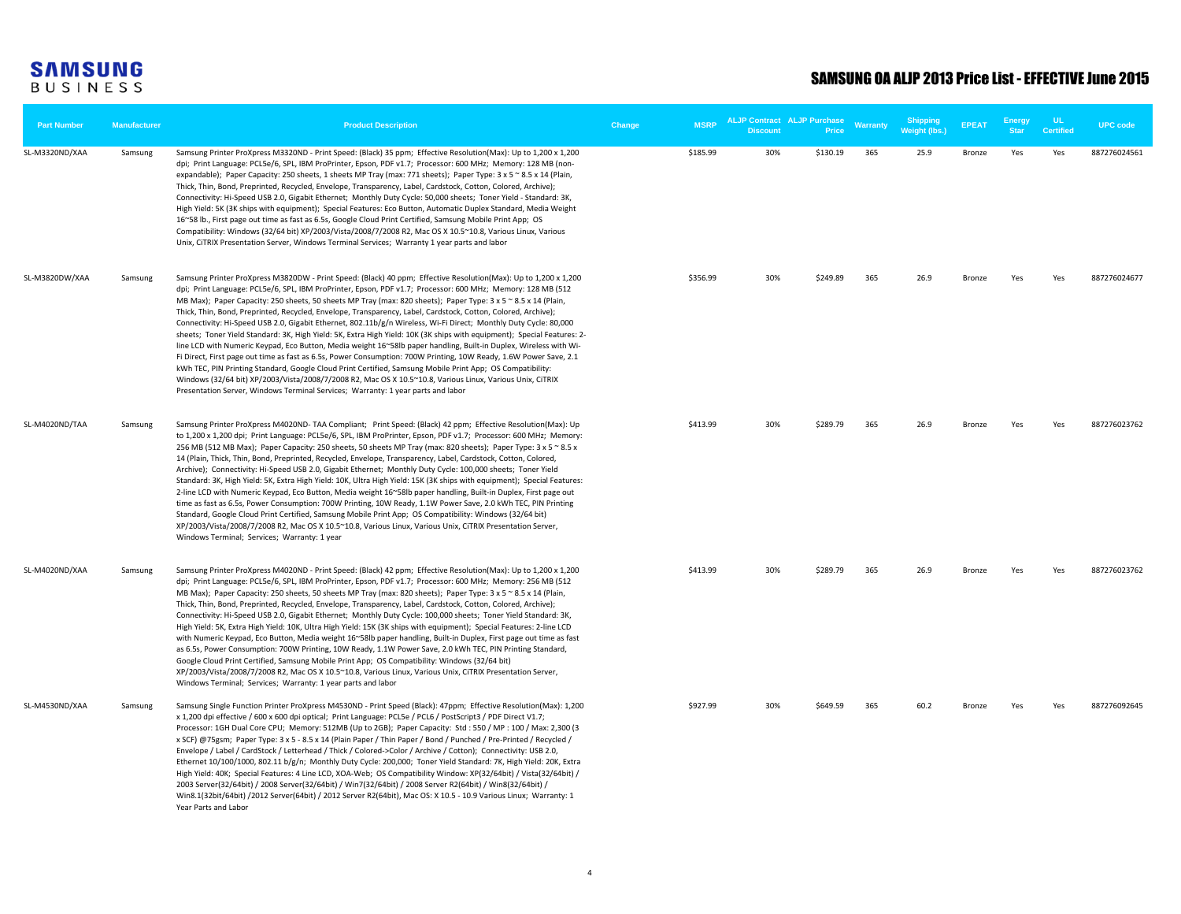# SAMSUNG OA ALJP 2013 Price List - EFFECTIVE June 2015

| Part Number | Manufacturer | Product Description | Change | MSRP | ALJP Contract Discount | ALJP Purchase Price | Warranty | Shipping Weight (lbs.) | EPEAT | Energy Star | UL Certified | UPC code |
|---|---|---|---|---|---|---|---|---|---|---|---|---|
| SL-M3320ND/XAA | Samsung | Samsung Printer ProXpress M3320ND - Print Speed: (Black) 35 ppm; Effective Resolution(Max): Up to 1,200 x 1,200 dpi; Print Language: PCL5e/6, SPL, IBM ProPrinter, Epson, PDF v1.7; Processor: 600 MHz; Memory: 128 MB (non-expandable); Paper Capacity: 250 sheets, 1 sheets MP Tray (max: 771 sheets); Paper Type: 3 x 5 ~ 8.5 x 14 (Plain, Thick, Thin, Bond, Preprinted, Recycled, Envelope, Transparency, Label, Cardstock, Cotton, Colored, Archive); Connectivity: Hi-Speed USB 2.0, Gigabit Ethernet; Monthly Duty Cycle: 50,000 sheets; Toner Yield - Standard: 3K, High Yield: 5K (3K ships with equipment); Special Features: Eco Button, Automatic Duplex Standard, Media Weight 16~58 lb., First page out time as fast as 6.5s, Google Cloud Print Certified, Samsung Mobile Print App; OS Compatibility: Windows (32/64 bit) XP/2003/Vista/2008/7/2008 R2, Mac OS X 10.5~10.8, Various Linux, Various Unix, CiTRIX Presentation Server, Windows Terminal Services; Warranty 1 year parts and labor | | $185.99 | 30% | $130.19 | 365 | 25.9 | Bronze | Yes | Yes | 887276024561 |
| SL-M3820DW/XAA | Samsung | Samsung Printer ProXpress M3820DW - Print Speed: (Black) 40 ppm; Effective Resolution(Max): Up to 1,200 x 1,200 dpi; Print Language: PCL5e/6, SPL, IBM ProPrinter, Epson, PDF v1.7; Processor: 600 MHz; Memory: 128 MB (512 MB Max); Paper Capacity: 250 sheets, 50 sheets MP Tray (max: 820 sheets); Paper Type: 3 x 5 ~ 8.5 x 14 (Plain, Thick, Thin, Bond, Preprinted, Recycled, Envelope, Transparency, Label, Cardstock, Cotton, Colored, Archive); Connectivity: Hi-Speed USB 2.0, Gigabit Ethernet, 802.11b/g/n Wireless, Wi-Fi Direct; Monthly Duty Cycle: 80,000 sheets; Toner Yield Standard: 3K, High Yield: 5K, Extra High Yield: 10K (3K ships with equipment); Special Features: 2-line LCD with Numeric Keypad, Eco Button, Media weight 16~58lb paper handling, Built-in Duplex, Wireless with Wi-Fi Direct, First page out time as fast as 6.5s, Power Consumption: 700W Printing, 10W Ready, 1.6W Power Save, 2.1 kWh TEC, PIN Printing Standard, Google Cloud Print Certified, Samsung Mobile Print App; OS Compatibility: Windows (32/64 bit) XP/2003/Vista/2008/7/2008 R2, Mac OS X 10.5~10.8, Various Linux, Various Unix, CiTRIX Presentation Server, Windows Terminal Services; Warranty: 1 year parts and labor | | $356.99 | 30% | $249.89 | 365 | 26.9 | Bronze | Yes | Yes | 887276024677 |
| SL-M4020ND/TAA | Samsung | Samsung Printer ProXpress M4020ND- TAA Compliant; Print Speed: (Black) 42 ppm; Effective Resolution(Max): Up to 1,200 x 1,200 dpi; Print Language: PCL5e/6, SPL, IBM ProPrinter, Epson, PDF v1.7; Processor: 600 MHz; Memory: 256 MB (512 MB Max); Paper Capacity: 250 sheets, 50 sheets MP Tray (max: 820 sheets); Paper Type: 3 x 5 ~ 8.5 x 14 (Plain, Thick, Thin, Bond, Preprinted, Recycled, Envelope, Transparency, Label, Cardstock, Cotton, Colored, Archive); Connectivity: Hi-Speed USB 2.0, Gigabit Ethernet; Monthly Duty Cycle: 100,000 sheets; Toner Yield Standard: 3K, High Yield: 5K, Extra High Yield: 10K, Ultra High Yield: 15K (3K ships with equipment); Special Features: 2-line LCD with Numeric Keypad, Eco Button, Media weight 16~58lb paper handling, Built-in Duplex, First page out time as fast as 6.5s, Power Consumption: 700W Printing, 10W Ready, 1.1W Power Save, 2.0 kWh TEC, PIN Printing Standard, Google Cloud Print Certified, Samsung Mobile Print App; OS Compatibility: Windows (32/64 bit) XP/2003/Vista/2008/7/2008 R2, Mac OS X 10.5~10.8, Various Linux, Various Unix, CiTRIX Presentation Server, Windows Terminal; Services; Warranty: 1 year | | $413.99 | 30% | $289.79 | 365 | 26.9 | Bronze | Yes | Yes | 887276023762 |
| SL-M4020ND/XAA | Samsung | Samsung Printer ProXpress M4020ND - Print Speed: (Black) 42 ppm; Effective Resolution(Max): Up to 1,200 x 1,200 dpi; Print Language: PCL5e/6, SPL, IBM ProPrinter, Epson, PDF v1.7; Processor: 600 MHz; Memory: 256 MB (512 MB Max); Paper Capacity: 250 sheets, 50 sheets MP Tray (max: 820 sheets); Paper Type: 3 x 5 ~ 8.5 x 14 (Plain, Thick, Thin, Bond, Preprinted, Recycled, Envelope, Transparency, Label, Cardstock, Cotton, Colored, Archive); Connectivity: Hi-Speed USB 2.0, Gigabit Ethernet; Monthly Duty Cycle: 100,000 sheets; Toner Yield Standard: 3K, High Yield: 5K, Extra High Yield: 10K, Ultra High Yield: 15K (3K ships with equipment); Special Features: 2-line LCD with Numeric Keypad, Eco Button, Media weight 16~58lb paper handling, Built-in Duplex, First page out time as fast as 6.5s, Power Consumption: 700W Printing, 10W Ready, 1.1W Power Save, 2.0 kWh TEC, PIN Printing Standard, Google Cloud Print Certified, Samsung Mobile Print App; OS Compatibility: Windows (32/64 bit) XP/2003/Vista/2008/7/2008 R2, Mac OS X 10.5~10.8, Various Linux, Various Unix, CiTRIX Presentation Server, Windows Terminal; Services; Warranty: 1 year parts and labor | | $413.99 | 30% | $289.79 | 365 | 26.9 | Bronze | Yes | Yes | 887276023762 |
| SL-M4530ND/XAA | Samsung | Samsung Single Function Printer ProXpress M4530ND - Print Speed (Black): 47ppm; Effective Resolution(Max): 1,200 x 1,200 dpi effective / 600 x 600 dpi optical; Print Language: PCL5e / PCL6 / PostScript3 / PDF Direct V1.7; Processor: 1GH Dual Core CPU; Memory: 512MB (Up to 2GB); Paper Capacity: Std : 550 / MP : 100 / Max: 2,300 (3 x SCF) @75gsm; Paper Type: 3 x 5 - 8.5 x 14 (Plain Paper / Thin Paper / Bond / Punched / Pre-Printed / Recycled / Envelope / Label / CardStock / Letterhead / Thick / Colored->Color / Archive / Cotton); Connectivity: USB 2.0, Ethernet 10/100/1000, 802.11 b/g/n; Monthly Duty Cycle: 200,000; Toner Yield Standard: 7K, High Yield: 20K, Extra High Yield: 40K; Special Features: 4 Line LCD, XOA-Web; OS Compatibility Window: XP(32/64bit) / Vista(32/64bit) / 2003 Server(32/64bit) / 2008 Server(32/64bit) / Win7(32/64bit) / 2008 Server R2(64bit) / Win8(32/64bit) / Win8.1(32bit/64bit) /2012 Server(64bit) / 2012 Server R2(64bit), Mac OS: X 10.5 - 10.9 Various Linux; Warranty: 1 Year Parts and Labor | | $927.99 | 30% | $649.59 | 365 | 60.2 | Bronze | Yes | Yes | 887276092645 |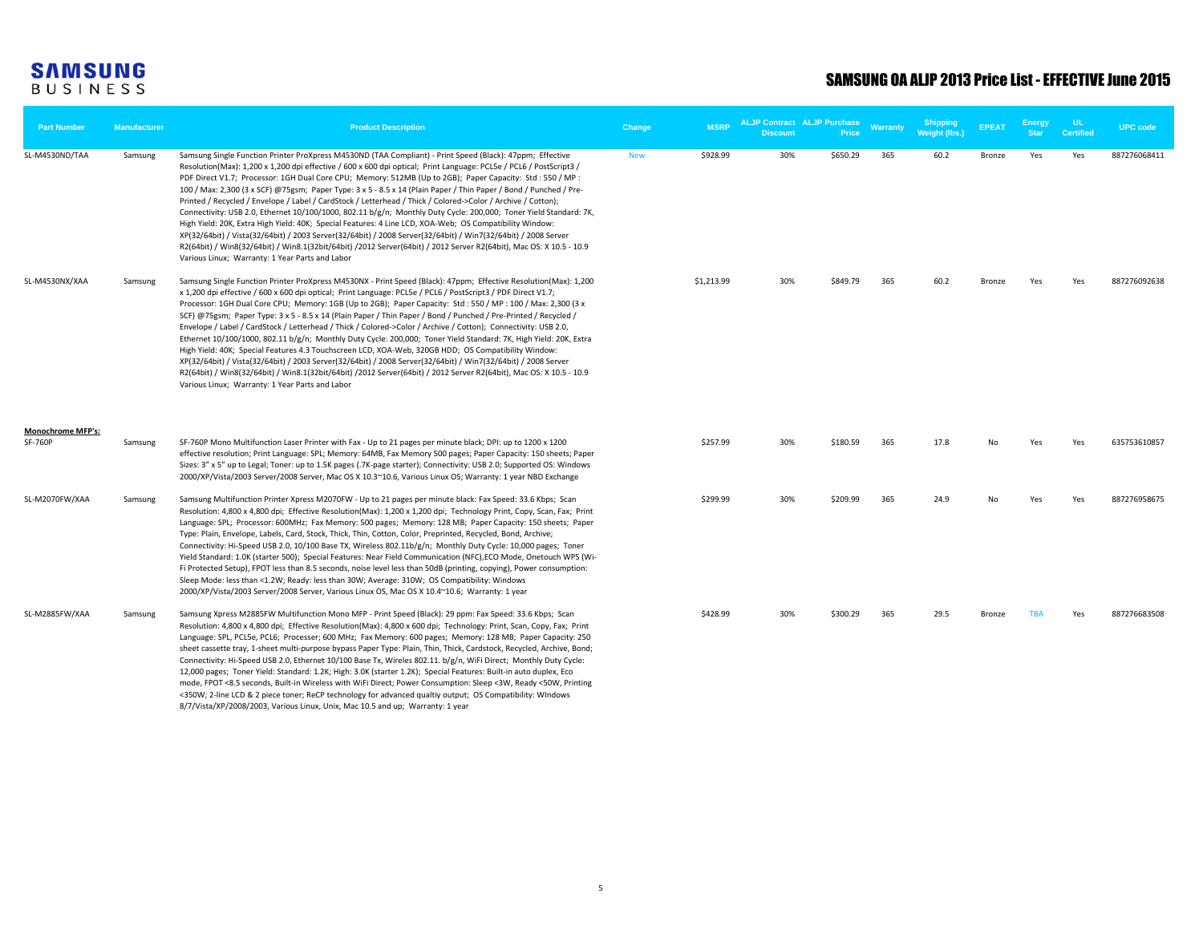SAMSUNG BUSINESS

# SAMSUNG OA ALJP 2013 Price List - EFFECTIVE June 2015

| Part Number | Manufacturer | Product Description | Change | MSRP | ALJP Contract Discount | ALJP Purchase Price | Warranty | Shipping Weight (lbs.) | EPEAT | Energy Star | UL Certified | UPC code |
|---|---|---|---|---|---|---|---|---|---|---|---|---|
| SL-M4530ND/TAA | Samsung | Samsung Single Function Printer ProXpress M4530ND (TAA Compliant) - Print Speed (Black): 47ppm; Effective Resolution(Max): 1,200 x 1,200 dpi effective / 600 x 600 dpi optical; Print Language: PCL5e / PCL6 / PostScript3 / PDF Direct V1.7; Processor: 1GH Dual Core CPU; Memory: 512MB (Up to 2GB); Paper Capacity: Std : 550 / MP : 100 / Max: 2,300 (3 x SCF) @75gsm; Paper Type: 3 x 5 - 8.5 x 14 (Plain Paper / Thin Paper / Bond / Punched / Pre-Printed / Recycled / Envelope / Label / CardStock / Letterhead / Thick / Colored->Color / Archive / Cotton); Connectivity: USB 2.0, Ethernet 10/100/1000, 802.11 b/g/n; Monthly Duty Cycle: 200,000; Toner Yield Standard: 7K, High Yield: 20K, Extra High Yield: 40K; Special Features: 4 Line LCD, XOA-Web; OS Compatibility Window: XP(32/64bit) / Vista(32/64bit) / 2003 Server(32/64bit) / 2008 Server(32/64bit) / Win7(32/64bit) / 2008 Server R2(64bit) / Win8(32/64bit) / Win8.1(32bit/64bit) /2012 Server(64bit) / 2012 Server R2(64bit), Mac OS: X 10.5 - 10.9 Various Linux; Warranty: 1 Year Parts and Labor | New | $928.99 | 30% | $650.29 | 365 | 60.2 | Bronze | Yes | Yes | 887276068411 |
| SL-M4530NX/XAA | Samsung | Samsung Single Function Printer ProXpress M4530NX - Print Speed (Black): 47ppm; Effective Resolution(Max): 1,200 x 1,200 dpi effective / 600 x 600 dpi optical; Print Language: PCL5e / PCL6 / PostScript3 / PDF Direct V1.7; Processor: 1GH Dual Core CPU; Memory: 1GB (Up to 2GB); Paper Capacity: Std : 550 / MP : 100 / Max: 2,300 (3 x SCF) @75gsm; Paper Type: 3 x 5 - 8.5 x 14 (Plain Paper / Thin Paper / Bond / Punched / Pre-Printed / Recycled / Envelope / Label / CardStock / Letterhead / Thick / Colored->Color / Archive / Cotton); Connectivity: USB 2.0, Ethernet 10/100/1000, 802.11 b/g/n; Monthly Duty Cycle: 200,000; Toner Yield Standard: 7K, High Yield: 20K, Extra High Yield: 40K; Special Features 4.3 Touchscreen LCD, XOA-Web, 320GB HDD; OS Compatibility Window: XP(32/64bit) / Vista(32/64bit) / 2003 Server(32/64bit) / 2008 Server(32/64bit) / Win7(32/64bit) / 2008 Server R2(64bit) / Win8(32/64bit) / Win8.1(32bit/64bit) /2012 Server(64bit) / 2012 Server R2(64bit), Mac OS: X 10.5 - 10.9 Various Linux; Warranty: 1 Year Parts and Labor | | $1,213.99 | 30% | $849.79 | 365 | 60.2 | Bronze | Yes | Yes | 887276092638 |
| **Monochrome MFP's:** | | | | | | | | | | | | |
| SF-760P | Samsung | SF-760P Mono Multifunction Laser Printer with Fax - Up to 21 pages per minute black; DPI: up to 1200 x 1200 effective resolution; Print Language: SPL; Memory: 64MB, Fax Memory 500 pages; Paper Capacity: 150 sheets; Paper Sizes: 3" x 5" up to Legal; Toner: up to 1.5K pages (.7K-page starter); Connectivity: USB 2.0; Supported OS: Windows 2000/XP/Vista/2003 Server/2008 Server, Mac OS X 10.3~10.6, Various Linux OS; Warranty: 1 year NBD Exchange | | $257.99 | 30% | $180.59 | 365 | 17.8 | No | Yes | Yes | 635753610857 |
| SL-M2070FW/XAA | Samsung | Samsung Multifunction Printer Xpress M2070FW - Up to 21 pages per minute black: Fax Speed: 33.6 Kbps; Scan Resolution: 4,800 x 4,800 dpi; Effective Resolution(Max): 1,200 x 1,200 dpi; Technology Print, Copy, Scan, Fax; Print Language: SPL; Processor: 600MHz; Fax Memory: 500 pages; Memory: 128 MB; Paper Capacity: 150 sheets; Paper Type: Plain, Envelope, Labels, Card, Stock, Thick, Thin, Cotton, Color, Preprinted, Recycled, Bond, Archive; Connectivity: Hi-Speed USB 2.0, 10/100 Base TX, Wireless 802.11b/g/n; Monthly Duty Cycle: 10,000 pages; Toner Yield Standard: 1.0K (starter 500); Special Features: Near Field Communication (NFC),ECO Mode, Onetouch WPS (Wi-Fi Protected Setup), FPOT less than 8.5 seconds, noise level less than 50dB (printing, copying), Power consumption: Sleep Mode: less than <1.2W; Ready: less than 30W; Average: 310W; OS Compatibility: Windows 2000/XP/Vista/2003 Server/2008 Server, Various Linux OS, Mac OS X 10.4~10.6; Warranty: 1 year | | $299.99 | 30% | $209.99 | 365 | 24.9 | No | Yes | Yes | 887276958675 |
| SL-M2885FW/XAA | Samsung | Samsung Xpress M2885FW Multifunction Mono MFP - Print Speed (Black): 29 ppm: Fax Speed: 33.6 Kbps; Scan Resolution: 4,800 x 4,800 dpi; Effective Resolution(Max): 4,800 x 600 dpi; Technology: Print, Scan, Copy, Fax; Print Language: SPL, PCL5e, PCL6; Processer; 600 MHz; Fax Memory: 600 pages; Memory: 128 MB; Paper Capacity: 250 sheet cassette tray, 1-sheet multi-purpose bypass Paper Type: Plain, Thin, Thick, Cardstock, Recycled, Archive, Bond; Connectivity: Hi-Speed USB 2.0, Ethernet 10/100 Base Tx, Wireles 802.11. b/g/n, WiFi Direct; Monthly Duty Cycle: 12,000 pages; Toner Yield: Standard: 1.2K; High: 3.0K (starter 1.2K); Special Features: Built-in auto duplex, Eco mode, FPOT <8.5 seconds, Built-in Wireless with WiFi Direct; Power Consumption: Sleep <3W, Ready <50W, Printing <350W; 2-line LCD & 2 piece toner; ReCP technology for advanced qualtiy output; OS Compatibility: WIndows 8/7/Vista/XP/2008/2003, Various Linux, Unix, Mac 10.5 and up; Warranty: 1 year | | $428.99 | 30% | $300.29 | 365 | 29.5 | Bronze | TBA | Yes | 887276683508 |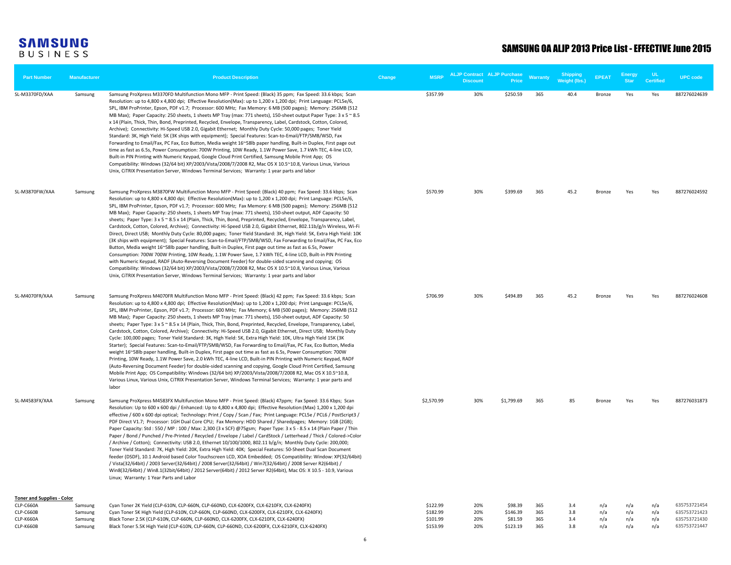# SAMSUNG OA ALJP 2013 Price List - EFFECTIVE June 2015

| Part Number | Manufacturer | Product Description | Change | MSRP | ALJP Contract Discount | ALJP Purchase Price | Warranty | Shipping Weight (lbs.) | EPEAT | Energy Star | UL Certified | UPC code |
|---|---|---|---|---|---|---|---|---|---|---|---|---|
| SL-M3370FD/XAA | Samsung | Samsung ProXpress M3370FD Multifunction Mono MFP - Print Speed: (Black) 35 ppm; Fax Speed: 33.6 kbps; Scan Resolution: up to 4,800 x 4,800 dpi; Effective Resolution(Max): up to 1,200 x 1,200 dpi; Print Language: PCL5e/6, SPL, IBM ProPrinter, Epson, PDF v1.7; Processor: 600 MHz; Fax Memory: 6 MB (500 pages); Memory: 256MB (512 MB Max); Paper Capacity: 250 sheets, 1 sheets MP Tray (max: 771 sheets), 150-sheet output Paper Type: 3 x 5 ~ 8.5 x 14 (Plain, Thick, Thin, Bond, Preprinted, Recycled, Envelope, Transparency, Label, Cardstock, Cotton, Colored, Archive); Connectivity: Hi-Speed USB 2.0, Gigabit Ethernet; Monthly Duty Cycle: 50,000 pages; Toner Yield Standard: 3K, High Yield: 5K (3K ships with equipment); Special Features: Scan-to-Email/FTP/SMB/WSD, Fax Forwarding to Email/Fax, PC Fax, Eco Button, Media weight 16~58lb paper handling, Built-in Duplex, First page out time as fast as 6.5s, Power Consumption: 700W Printing, 10W Ready, 1.1W Power Save, 1.7 kWh TEC, 4-line LCD, Built-in PIN Printing with Numeric Keypad, Google Cloud Print Certified, Samsung Mobile Print App; OS Compatibility: Windows (32/64 bit) XP/2003/Vista/2008/7/2008 R2, Mac OS X 10.5~10.8, Various Linux, Various Unix, CiTRIX Presentation Server, Windows Terminal Services; Warranty: 1 year parts and labor | | $357.99 | 30% | $250.59 | 365 | 40.4 | Bronze | Yes | Yes | 887276024639 |
| SL-M3870FW/XAA | Samsung | Samsung ProXpress M3870FW Multifunction Mono MFP - Print Speed: (Black) 40 ppm; Fax Speed: 33.6 kbps; Scan Resolution: up to 4,800 x 4,800 dpi; Effective Resolution(Max): up to 1,200 x 1,200 dpi; Print Language: PCL5e/6, SPL, IBM ProPrinter, Epson, PDF v1.7; Processor: 600 MHz; Fax Memory: 6 MB (500 pages); Memory: 256MB (512 MB Max); Paper Capacity: 250 sheets, 1 sheets MP Tray (max: 771 sheets), 150-sheet output, ADF Capacity: 50 sheets; Paper Type: 3 x 5 ~ 8.5 x 14 (Plain, Thick, Thin, Bond, Preprinted, Recycled, Envelope, Transparency, Label, Cardstock, Cotton, Colored, Archive); Connectivity: Hi-Speed USB 2.0, Gigabit Ethernet, 802.11b/g/n Wireless, Wi-Fi Direct, Direct USB; Monthly Duty Cycle: 80,000 pages; Toner Yield Standard: 3K, High Yield: 5K, Extra High Yield: 10K (3K ships with equipment); Special Features: Scan-to-Email/FTP/SMB/WSD, Fax Forwarding to Email/Fax, PC Fax, Eco Button, Media weight 16~58lb paper handling, Built-in Duplex, First page out time as fast as 6.5s, Power Consumption: 700W 700W Printing, 10W Ready, 1.1W Power Save, 1.7 kWh TEC, 4-line LCD, Built-in PIN Printing with Numeric Keypad, RADF (Auto-Reversing Document Feeder) for double-sided scanning and copying; OS Compatibility: Windows (32/64 bit) XP/2003/Vista/2008/7/2008 R2, Mac OS X 10.5~10.8, Various Linux, Various Unix, CiTRIX Presentation Server, Windows Terminal Services; Warranty: 1 year parts and labor | | $570.99 | 30% | $399.69 | 365 | 45.2 | Bronze | Yes | Yes | 887276024592 |
| SL-M4070FR/XAA | Samsung | Samsung ProXpress M4070FR Multifunction Mono MFP - Print Speed: (Black) 42 ppm; Fax Speed: 33.6 kbps; Scan Resolution: up to 4,800 x 4,800 dpi; Effective Resolution(Max): up to 1,200 x 1,200 dpi; Print Language: PCL5e/6, SPL, IBM ProPrinter, Epson, PDF v1.7; Processor: 600 MHz; Fax Memory; 6 MB (500 pages); Memory: 256MB (512 MB Max); Paper Capacity: 250 sheets, 1 sheets MP Tray (max: 771 sheets), 150-sheet output, ADF Capacity: 50 sheets; Paper Type: 3 x 5 ~ 8.5 x 14 (Plain, Thick, Thin, Bond, Preprinted, Recycled, Envelope, Transparency, Label, Cardstock, Cotton, Colored, Archive); Connectivity: Hi-Speed USB 2.0, Gigabit Ethernet, Direct USB; Monthly Duty Cycle: 100,000 pages; Toner Yield Standard: 3K, High Yield: 5K, Extra High Yield: 10K, Ultra High Yield 15K (3K Starter); Special Features: Scan-to-Email/FTP/SMB/WSD, Fax Forwarding to Email/Fax, PC Fax, Eco Button, Media weight 16~58lb paper handling, Built-in Duplex, First page out time as fast as 6.5s, Power Consumption: 700W Printing, 10W Ready, 1.1W Power Save, 2.0 kWh TEC, 4-line LCD, Built-in PIN Printing with Numeric Keypad, RADF (Auto-Reversing Document Feeder) for double-sided scanning and copying, Google Cloud Print Certified, Samsung Mobile Print App; OS Compatibility: Windows (32/64 bit) XP/2003/Vista/2008/7/2008 R2, Mac OS X 10.5~10.8, Various Linux, Various Unix, CiTRIX Presentation Server, Windows Terminal Services; Warranty: 1 year parts and labor | | $706.99 | 30% | $494.89 | 365 | 45.2 | Bronze | Yes | Yes | 887276024608 |
| SL-M4583FX/XAA | Samsung | Samsung ProXpress M4583FX Multifunction Mono MFP - Print Speed: (Black) 47ppm; Fax Speed: 33.6 Kbps; Scan Resolution: Up to 600 x 600 dpi / Enhanced: Up to 4,800 x 4,800 dpi; Effective Resolution:(Max) 1,200 x 1,200 dpi effective / 600 x 600 dpi optical; Technology: Print / Copy / Scan / Fax; Print Language: PCL5e / PCL6 / PostScript3 / PDF Direct V1.7; Processor: 1GH Dual Core CPU; Fax Memory: HDD Shared / Sharedpages; Memory: 1GB (2GB); Paper Capacity: Std : 550 / MP : 100 / Max: 2,300 (3 x SCF) @75gsm; Paper Type: 3 x 5 - 8.5 x 14 (Plain Paper / Thin Paper / Bond / Punched / Pre-Printed / Recycled / Envelope / Label / CardStock / Letterhead / Thick / Colored->Color / Archive / Cotton); Connectivity: USB 2.0, Ethernet 10/100/1000, 802.11 b/g/n; Monthly Duty Cycle: 200,000; Toner Yield Standard: 7K, High Yield: 20K, Extra High Yield: 40K; Special Features: 50-Sheet Dual Scan Document feeder (DSDF), 10.1 Android based Color Touchscreen LCD, XOA Embedded; OS Compatibility: Window: XP(32/64bit) / Vista(32/64bit) / 2003 Server(32/64bit) / 2008 Server(32/64bit) / Win7(32/64bit) / 2008 Server R2(64bit) / Win8(32/64bit) / Win8.1(32bit/64bit) / 2012 Server(64bit) / 2012 Server R2(64bit), Mac OS: X 10.5 - 10.9, Various Linux; Warranty: 1 Year Parts and Labor | | $2,570.99 | 30% | $1,799.69 | 365 | 85 | Bronze | Yes | Yes | 887276031873 |
| **Toner and Supplies - Color** | | | | | | | | | | | | |
| CLP-C660A | Samsung | Cyan Toner 2K Yield (CLP-610N, CLP-660N, CLP-660ND, CLX-6200FX, CLX-6210FX, CLX-6240FX) | | $122.99 | 20% | $98.39 | 365 | 3.4 | n/a | n/a | n/a | 635753721454 |
| CLP-C660B | Samsung | Cyan Toner 5K High Yield (CLP-610N, CLP-660N, CLP-660ND, CLX-6200FX, CLX-6210FX, CLX-6240FX) | | $182.99 | 20% | $146.39 | 365 | 3.8 | n/a | n/a | n/a | 635753721423 |
| CLP-K660A | Samsung | Black Toner 2.5K (CLP-610N, CLP-660N, CLP-660ND, CLX-6200FX, CLX-6210FX, CLX-6240FX) | | $101.99 | 20% | $81.59 | 365 | 3.4 | n/a | n/a | n/a | 635753721430 |
| CLP-K660B | Samsung | Black Toner 5.5K High Yield (CLP-610N, CLP-660N, CLP-660ND, CLX-6200FX, CLX-6210FX, CLX-6240FX) | | $153.99 | 20% | $123.19 | 365 | 3.8 | n/a | n/a | n/a | 635753721447 |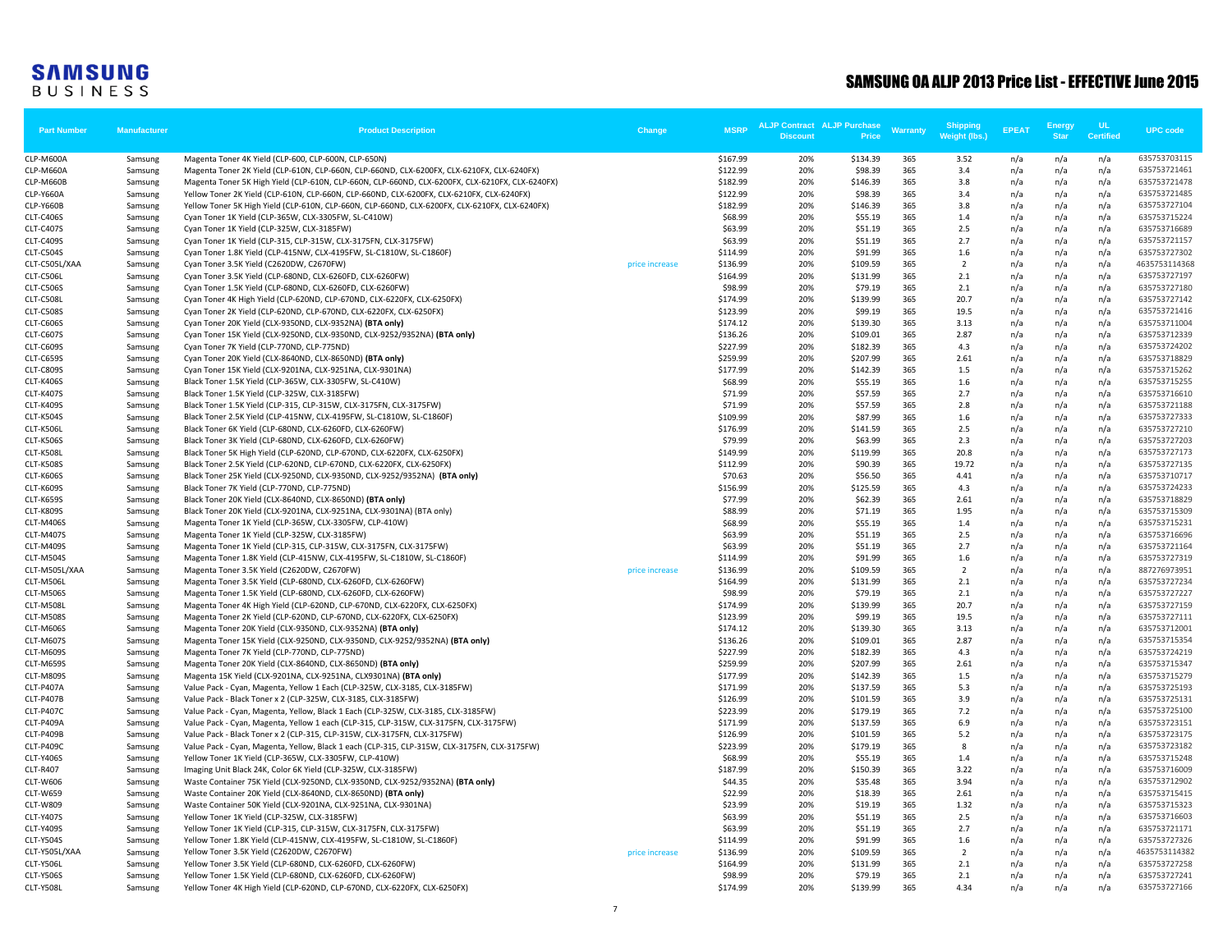SAMSUNG BUSINESS

# SAMSUNG OA ALJP 2013 Price List - EFFECTIVE June 2015

| Part Number | Manufacturer | Product Description | Change | MSRP | ALJP Contract Discount | ALJP Purchase Price | Warranty | Shipping Weight (lbs.) | EPEAT | Energy Star | UL Certified | UPC code |
|---|---|---|---|---|---|---|---|---|---|---|---|---|
| CLP-M600A | Samsung | Magenta Toner 4K Yield (CLP-600, CLP-600N, CLP-650N) | | $167.99 | 20% | $134.39 | 365 | 3.52 | n/a | n/a | n/a | 635753703115 |
| CLP-M660A | Samsung | Magenta Toner 2K Yield (CLP-610N, CLP-660N, CLP-660ND, CLX-6200FX, CLX-6210FX, CLX-6240FX) | | $122.99 | 20% | $98.39 | 365 | 3.4 | n/a | n/a | n/a | 635753721461 |
| CLP-M660B | Samsung | Magenta Toner 5K High Yield (CLP-610N, CLP-660N, CLP-660ND, CLX-6200FX, CLX-6210FX, CLX-6240FX) | | $182.99 | 20% | $146.39 | 365 | 3.8 | n/a | n/a | n/a | 635753721478 |
| CLP-Y660A | Samsung | Yellow Toner 2K Yield (CLP-610N, CLP-660N, CLP-660ND, CLX-6200FX, CLX-6210FX, CLX-6240FX) | | $122.99 | 20% | $98.39 | 365 | 3.4 | n/a | n/a | n/a | 635753721485 |
| CLP-Y660B | Samsung | Yellow Toner 5K High Yield (CLP-610N, CLP-660N, CLP-660ND, CLX-6200FX, CLX-6210FX, CLX-6240FX) | | $182.99 | 20% | $146.39 | 365 | 3.8 | n/a | n/a | n/a | 635753727104 |
| CLT-C406S | Samsung | Cyan Toner 1K Yield (CLP-365W, CLX-3305FW, SL-C410W) | | $68.99 | 20% | $55.19 | 365 | 1.4 | n/a | n/a | n/a | 635753715224 |
| CLT-C407S | Samsung | Cyan Toner 1K Yield (CLP-325W, CLX-3185FW) | | $63.99 | 20% | $51.19 | 365 | 2.5 | n/a | n/a | n/a | 635753716689 |
| CLT-C409S | Samsung | Cyan Toner 1K Yield (CLP-315, CLP-315W, CLX-3175FN, CLX-3175FW) | | $63.99 | 20% | $51.19 | 365 | 2.7 | n/a | n/a | n/a | 635753721157 |
| CLT-C504S | Samsung | Cyan Toner 1.8K Yield (CLP-415NW, CLX-4195FW, SL-C1810W, SL-C1860F) | | $114.99 | 20% | $91.99 | 365 | 1.6 | n/a | n/a | n/a | 635753727302 |
| CLT-C505L/XAA | Samsung | Cyan Toner 3.5K Yield (C2620DW, C2670FW) | price increase | $136.99 | 20% | $109.59 | 365 | 2 | n/a | n/a | n/a | 4635753114368 |
| CLT-C506L | Samsung | Cyan Toner 3.5K Yield (CLP-680ND, CLX-6260FD, CLX-6260FW) | | $164.99 | 20% | $131.99 | 365 | 2.1 | n/a | n/a | n/a | 635753727197 |
| CLT-C506S | Samsung | Cyan Toner 1.5K Yield (CLP-680ND, CLX-6260FD, CLX-6260FW) | | $98.99 | 20% | $79.19 | 365 | 2.1 | n/a | n/a | n/a | 635753727180 |
| CLT-C508L | Samsung | Cyan Toner 4K High Yield (CLP-620ND, CLP-670ND, CLX-6220FX, CLX-6250FX) | | $174.99 | 20% | $139.99 | 365 | 20.7 | n/a | n/a | n/a | 635753727142 |
| CLT-C508S | Samsung | Cyan Toner 2K Yield (CLP-620ND, CLP-670ND, CLX-6220FX, CLX-6250FX) | | $123.99 | 20% | $99.19 | 365 | 19.5 | n/a | n/a | n/a | 635753721416 |
| CLT-C606S | Samsung | Cyan Toner 20K Yield (CLX-9350ND, CLX-9352NA) **(BTA only)** | | $174.12 | 20% | $139.30 | 365 | 3.13 | n/a | n/a | n/a | 635753711004 |
| CLT-C607S | Samsung | Cyan Toner 15K Yield (CLX-9250ND, CLX-9350ND, CLX-9252/9352NA) **(BTA only)** | | $136.26 | 20% | $109.01 | 365 | 2.87 | n/a | n/a | n/a | 635753712339 |
| CLT-C609S | Samsung | Cyan Toner 7K Yield (CLP-770ND, CLP-775ND) | | $227.99 | 20% | $182.39 | 365 | 4.3 | n/a | n/a | n/a | 635753724202 |
| CLT-C659S | Samsung | Cyan Toner 20K Yield (CLX-8640ND, CLX-8650ND) **(BTA only)** | | $259.99 | 20% | $207.99 | 365 | 2.61 | n/a | n/a | n/a | 635753718829 |
| CLT-C809S | Samsung | Cyan Toner 15K Yield (CLX-9201NA, CLX-9251NA, CLX-9301NA) | | $177.99 | 20% | $142.39 | 365 | 1.5 | n/a | n/a | n/a | 635753715262 |
| CLT-K406S | Samsung | Black Toner 1.5K Yield (CLP-365W, CLX-3305FW, SL-C410W) | | $68.99 | 20% | $55.19 | 365 | 1.6 | n/a | n/a | n/a | 635753715255 |
| CLT-K407S | Samsung | Black Toner 1.5K Yield (CLP-325W, CLX-3185FW) | | $71.99 | 20% | $57.59 | 365 | 2.7 | n/a | n/a | n/a | 635753716610 |
| CLT-K409S | Samsung | Black Toner 1.5K Yield (CLP-315, CLP-315W, CLX-3175FN, CLX-3175FW) | | $71.99 | 20% | $57.59 | 365 | 2.8 | n/a | n/a | n/a | 635753721188 |
| CLT-K504S | Samsung | Black Toner 2.5K Yield (CLP-415NW, CLX-4195FW, SL-C1810W, SL-C1860F) | | $109.99 | 20% | $87.99 | 365 | 1.6 | n/a | n/a | n/a | 635753727333 |
| CLT-K506L | Samsung | Black Toner 6K Yield (CLP-680ND, CLX-6260FD, CLX-6260FW) | | $176.99 | 20% | $141.59 | 365 | 2.5 | n/a | n/a | n/a | 635753727210 |
| CLT-K506S | Samsung | Black Toner 3K Yield (CLP-680ND, CLX-6260FD, CLX-6260FW) | | $79.99 | 20% | $63.99 | 365 | 2.3 | n/a | n/a | n/a | 635753727203 |
| CLT-K508L | Samsung | Black Toner 5K High Yield (CLP-620ND, CLP-670ND, CLX-6220FX, CLX-6250FX) | | $149.99 | 20% | $119.99 | 365 | 20.8 | n/a | n/a | n/a | 635753727173 |
| CLT-K508S | Samsung | Black Toner 2.5K Yield (CLP-620ND, CLP-670ND, CLX-6220FX, CLX-6250FX) | | $112.99 | 20% | $90.39 | 365 | 19.72 | n/a | n/a | n/a | 635753727135 |
| CLT-K606S | Samsung | Black Toner 25K Yield (CLX-9250ND, CLX-9350ND, CLX-9252/9352NA) **(BTA only)** | | $70.63 | 20% | $56.50 | 365 | 4.41 | n/a | n/a | n/a | 635753710717 |
| CLT-K609S | Samsung | Black Toner 7K Yield (CLP-770ND, CLP-775ND) | | $156.99 | 20% | $125.59 | 365 | 4.3 | n/a | n/a | n/a | 635753724233 |
| CLT-K659S | Samsung | Black Toner 20K Yield (CLX-8640ND, CLX-8650ND) **(BTA only)** | | $77.99 | 20% | $62.39 | 365 | 2.61 | n/a | n/a | n/a | 635753718829 |
| CLT-K809S | Samsung | Black Toner 20K Yield (CLX-9201NA, CLX-9251NA, CLX-9301NA) (BTA only) | | $88.99 | 20% | $71.19 | 365 | 1.95 | n/a | n/a | n/a | 635753715309 |
| CLT-M406S | Samsung | Magenta Toner 1K Yield (CLP-365W, CLX-3305FW, CLP-410W) | | $68.99 | 20% | $55.19 | 365 | 1.4 | n/a | n/a | n/a | 635753715231 |
| CLT-M407S | Samsung | Magenta Toner 1K Yield (CLP-325W, CLX-3185FW) | | $63.99 | 20% | $51.19 | 365 | 2.5 | n/a | n/a | n/a | 635753716696 |
| CLT-M409S | Samsung | Magenta Toner 1K Yield (CLP-315, CLP-315W, CLX-3175FN, CLX-3175FW) | | $63.99 | 20% | $51.19 | 365 | 2.7 | n/a | n/a | n/a | 635753721164 |
| CLT-M504S | Samsung | Magenta Toner 1.8K Yield (CLP-415NW, CLX-4195FW, SL-C1810W, SL-C1860F) | | $114.99 | 20% | $91.99 | 365 | 1.6 | n/a | n/a | n/a | 635753727319 |
| CLT-M505L/XAA | Samsung | Magenta Toner 3.5K Yield (C2620DW, C2670FW) | price increase | $136.99 | 20% | $109.59 | 365 | 2 | n/a | n/a | n/a | 887276973951 |
| CLT-M506L | Samsung | Magenta Toner 3.5K Yield (CLP-680ND, CLX-6260FD, CLX-6260FW) | | $164.99 | 20% | $131.99 | 365 | 2.1 | n/a | n/a | n/a | 635753727234 |
| CLT-M506S | Samsung | Magenta Toner 1.5K Yield (CLP-680ND, CLX-6260FD, CLX-6260FW) | | $98.99 | 20% | $79.19 | 365 | 2.1 | n/a | n/a | n/a | 635753727227 |
| CLT-M508L | Samsung | Magenta Toner 4K High Yield (CLP-620ND, CLP-670ND, CLX-6220FX, CLX-6250FX) | | $174.99 | 20% | $139.99 | 365 | 20.7 | n/a | n/a | n/a | 635753727159 |
| CLT-M508S | Samsung | Magenta Toner 2K Yield (CLP-620ND, CLP-670ND, CLX-6220FX, CLX-6250FX) | | $123.99 | 20% | $99.19 | 365 | 19.5 | n/a | n/a | n/a | 635753727111 |
| CLT-M606S | Samsung | Magenta Toner 20K Yield (CLX-9350ND, CLX-9352NA) **(BTA only)** | | $174.12 | 20% | $139.30 | 365 | 3.13 | n/a | n/a | n/a | 635753712001 |
| CLT-M607S | Samsung | Magenta Toner 15K Yield (CLX-9250ND, CLX-9350ND, CLX-9252/9352NA) **(BTA only)** | | $136.26 | 20% | $109.01 | 365 | 2.87 | n/a | n/a | n/a | 635753715354 |
| CLT-M609S | Samsung | Magenta Toner 7K Yield (CLP-770ND, CLP-775ND) | | $227.99 | 20% | $182.39 | 365 | 4.3 | n/a | n/a | n/a | 635753724219 |
| CLT-M659S | Samsung | Magenta Toner 20K Yield (CLX-8640ND, CLX-8650ND) **(BTA only)** | | $259.99 | 20% | $207.99 | 365 | 2.61 | n/a | n/a | n/a | 635753715347 |
| CLT-M809S | Samsung | Magenta 15K Yield (CLX-9201NA, CLX-9251NA, CLX9301NA) **(BTA only)** | | $177.99 | 20% | $142.39 | 365 | 1.5 | n/a | n/a | n/a | 635753715279 |
| CLT-P407A | Samsung | Value Pack - Cyan, Magenta, Yellow 1 Each (CLP-325W, CLX-3185, CLX-3185FW) | | $171.99 | 20% | $137.59 | 365 | 5.3 | n/a | n/a | n/a | 635753725193 |
| CLT-P407B | Samsung | Value Pack - Black Toner x 2 (CLP-325W, CLX-3185, CLX-3185FW) | | $126.99 | 20% | $101.59 | 365 | 3.9 | n/a | n/a | n/a | 635753725131 |
| CLT-P407C | Samsung | Value Pack - Cyan, Magenta, Yellow, Black 1 Each (CLP-325W, CLX-3185, CLX-3185FW) | | $223.99 | 20% | $179.19 | 365 | 7.2 | n/a | n/a | n/a | 635753725100 |
| CLT-P409A | Samsung | Value Pack - Cyan, Magenta, Yellow 1 each (CLP-315, CLP-315W, CLX-3175FN, CLX-3175FW) | | $171.99 | 20% | $137.59 | 365 | 6.9 | n/a | n/a | n/a | 635753723151 |
| CLT-P409B | Samsung | Value Pack - Black Toner x 2 (CLP-315, CLP-315W, CLX-3175FN, CLX-3175FW) | | $126.99 | 20% | $101.59 | 365 | 5.2 | n/a | n/a | n/a | 635753723175 |
| CLT-P409C | Samsung | Value Pack - Cyan, Magenta, Yellow, Black 1 each (CLP-315, CLP-315W, CLX-3175FN, CLX-3175FW) | | $223.99 | 20% | $179.19 | 365 | 8 | n/a | n/a | n/a | 635753723182 |
| CLT-Y406S | Samsung | Yellow Toner 1K Yield (CLP-365W, CLX-3305FW, CLP-410W) | | $68.99 | 20% | $55.19 | 365 | 1.4 | n/a | n/a | n/a | 635753715248 |
| CLT-R407 | Samsung | Imaging Unit Black 24K, Color 6K Yield (CLP-325W, CLX-3185FW) | | $187.99 | 20% | $150.39 | 365 | 3.22 | n/a | n/a | n/a | 635753716009 |
| CLT-W606 | Samsung | Waste Container 75K Yield (CLX-9250ND, CLX-9350ND, CLX-9252/9352NA) **(BTA only)** | | $44.35 | 20% | $35.48 | 365 | 3.94 | n/a | n/a | n/a | 635753712902 |
| CLT-W659 | Samsung | Waste Container 20K Yield (CLX-8640ND, CLX-8650ND) **(BTA only)** | | $22.99 | 20% | $18.39 | 365 | 2.61 | n/a | n/a | n/a | 635753715415 |
| CLT-W809 | Samsung | Waste Container 50K Yield (CLX-9201NA, CLX-9251NA, CLX-9301NA) | | $23.99 | 20% | $19.19 | 365 | 1.32 | n/a | n/a | n/a | 635753715323 |
| CLT-Y407S | Samsung | Yellow Toner 1K Yield (CLP-325W, CLX-3185FW) | | $63.99 | 20% | $51.19 | 365 | 2.5 | n/a | n/a | n/a | 635753716603 |
| CLT-Y409S | Samsung | Yellow Toner 1K Yield (CLP-315, CLP-315W, CLX-3175FN, CLX-3175FW) | | $63.99 | 20% | $51.19 | 365 | 2.7 | n/a | n/a | n/a | 635753721171 |
| CLT-Y504S | Samsung | Yellow Toner 1.8K Yield (CLP-415NW, CLX-4195FW, SL-C1810W, SL-C1860F) | | $114.99 | 20% | $91.99 | 365 | 1.6 | n/a | n/a | n/a | 635753727326 |
| CLT-Y505L/XAA | Samsung | Yellow Toner 3.5K Yield (C2620DW, C2670FW) | price increase | $136.99 | 20% | $109.59 | 365 | 2 | n/a | n/a | n/a | 4635753114382 |
| CLT-Y506L | Samsung | Yellow Toner 3.5K Yield (CLP-680ND, CLX-6260FD, CLX-6260FW) | | $164.99 | 20% | $131.99 | 365 | 2.1 | n/a | n/a | n/a | 635753727258 |
| CLT-Y506S | Samsung | Yellow Toner 1.5K Yield (CLP-680ND, CLX-6260FD, CLX-6260FW) | | $98.99 | 20% | $79.19 | 365 | 2.1 | n/a | n/a | n/a | 635753727241 |
| CLT-Y508L | Samsung | Yellow Toner 4K High Yield (CLP-620ND, CLP-670ND, CLX-6220FX, CLX-6250FX) | | $174.99 | 20% | $139.99 | 365 | 4.34 | n/a | n/a | n/a | 635753727166 |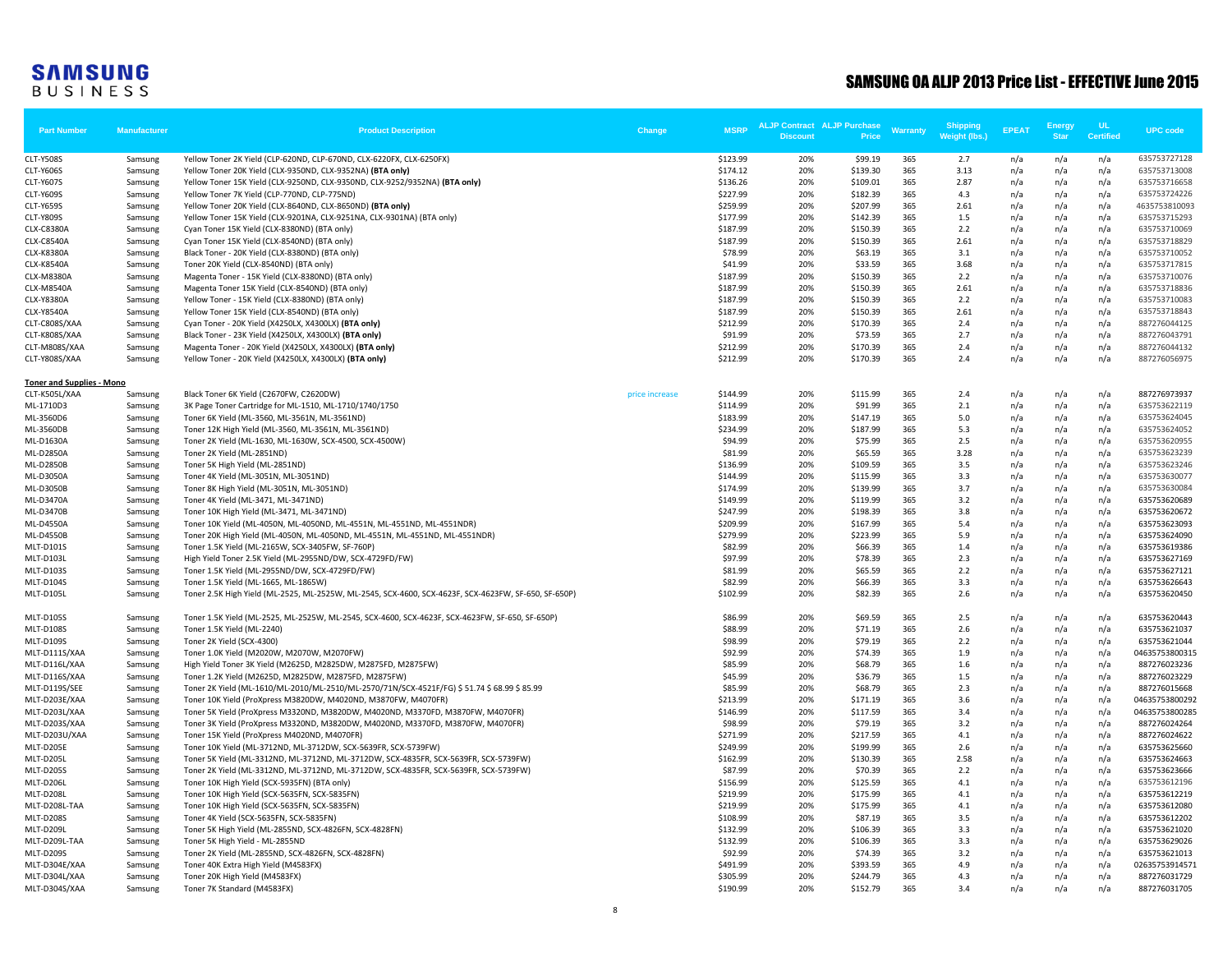# SAMSUNG OA ALJP 2013 Price List - EFFECTIVE June 2015

| Part Number | Manufacturer | Product Description | Change | MSRP | ALJP Contract Discount | ALJP Purchase Price | Warranty | Shipping Weight (lbs.) | EPEAT | Energy Star | UL Certified | UPC code |
|---|---|---|---|---|---|---|---|---|---|---|---|---|
| CLT-Y508S | Samsung | Yellow Toner 2K Yield (CLP-620ND, CLP-670ND, CLX-6220FX, CLX-6250FX) | | $123.99 | 20% | $99.19 | 365 | 2.7 | n/a | n/a | n/a | 635753727128 |
| CLT-Y606S | Samsung | Yellow Toner 20K Yield (CLX-9350ND, CLX-9352NA) **(BTA only)** | | $174.12 | 20% | $139.30 | 365 | 3.13 | n/a | n/a | n/a | 635753713008 |
| CLT-Y607S | Samsung | Yellow Toner 15K Yield (CLX-9250ND, CLX-9350ND, CLX-9252/9352NA) **(BTA only)** | | $136.26 | 20% | $109.01 | 365 | 2.87 | n/a | n/a | n/a | 635753716658 |
| CLT-Y609S | Samsung | Yellow Toner 7K Yield (CLP-770ND, CLP-775ND) | | $227.99 | 20% | $182.39 | 365 | 4.3 | n/a | n/a | n/a | 635753724226 |
| CLT-Y659S | Samsung | Yellow Toner 20K Yield (CLX-8640ND, CLX-8650ND) **(BTA only)** | | $259.99 | 20% | $207.99 | 365 | 2.61 | n/a | n/a | n/a | 4635753810093 |
| CLT-Y809S | Samsung | Yellow Toner 15K Yield (CLX-9201NA, CLX-9251NA, CLX-9301NA) (BTA only) | | $177.99 | 20% | $142.39 | 365 | 1.5 | n/a | n/a | n/a | 635753715293 |
| CLX-C8380A | Samsung | Cyan Toner 15K Yield (CLX-8380ND) (BTA only) | | $187.99 | 20% | $150.39 | 365 | 2.2 | n/a | n/a | n/a | 635753710069 |
| CLX-C8540A | Samsung | Cyan Toner 15K Yield (CLX-8540ND) (BTA only) | | $187.99 | 20% | $150.39 | 365 | 2.61 | n/a | n/a | n/a | 635753718829 |
| CLX-K8380A | Samsung | Black Toner - 20K Yield (CLX-8380ND) (BTA only) | | $78.99 | 20% | $63.19 | 365 | 3.1 | n/a | n/a | n/a | 635753710052 |
| CLX-K8540A | Samsung | Toner 20K Yield (CLX-8540ND) (BTA only) | | $41.99 | 20% | $33.59 | 365 | 3.68 | n/a | n/a | n/a | 635753717815 |
| CLX-M8380A | Samsung | Magenta Toner - 15K Yield (CLX-8380ND) (BTA only) | | $187.99 | 20% | $150.39 | 365 | 2.2 | n/a | n/a | n/a | 635753710076 |
| CLX-M8540A | Samsung | Magenta Toner 15K Yield (CLX-8540ND) (BTA only) | | $187.99 | 20% | $150.39 | 365 | 2.61 | n/a | n/a | n/a | 635753718836 |
| CLX-Y8380A | Samsung | Yellow Toner - 15K Yield (CLX-8380ND) (BTA only) | | $187.99 | 20% | $150.39 | 365 | 2.2 | n/a | n/a | n/a | 635753710083 |
| CLX-Y8540A | Samsung | Yellow Toner 15K Yield (CLX-8540ND) (BTA only) | | $187.99 | 20% | $150.39 | 365 | 2.61 | n/a | n/a | n/a | 635753718843 |
| CLT-C808S/XAA | Samsung | Cyan Toner - 20K Yield (X4250LX, X4300LX) **(BTA only)** | | $212.99 | 20% | $170.39 | 365 | 2.4 | n/a | n/a | n/a | 887276044125 |
| CLT-K808S/XAA | Samsung | Black Toner - 23K Yield (X4250LX, X4300LX) **(BTA only)** | | $91.99 | 20% | $73.59 | 365 | 2.7 | n/a | n/a | n/a | 887276043791 |
| CLT-M808S/XAA | Samsung | Magenta Toner - 20K Yield (X4250LX, X4300LX) **(BTA only)** | | $212.99 | 20% | $170.39 | 365 | 2.4 | n/a | n/a | n/a | 887276044132 |
| CLT-Y808S/XAA | Samsung | Yellow Toner - 20K Yield (X4250LX, X4300LX) **(BTA only)** | | $212.99 | 20% | $170.39 | 365 | 2.4 | n/a | n/a | n/a | 887276056975 |
| **Toner and Supplies - Mono** | | | | | | | | | | | | |
| CLT-K505L/XAA | Samsung | Black Toner 6K Yield (C2670FW, C2620DW) | price increase | $144.99 | 20% | $115.99 | 365 | 2.4 | n/a | n/a | n/a | 887276973937 |
| ML-1710D3 | Samsung | 3K Page Toner Cartridge for ML-1510, ML-1710/1740/1750 | | $114.99 | 20% | $91.99 | 365 | 2.1 | n/a | n/a | n/a | 635753622119 |
| ML-3560D6 | Samsung | Toner 6K Yield (ML-3560, ML-3561N, ML-3561ND) | | $183.99 | 20% | $147.19 | 365 | 5.0 | n/a | n/a | n/a | 635753624045 |
| ML-3560DB | Samsung | Toner 12K High Yield (ML-3560, ML-3561N, ML-3561ND) | | $234.99 | 20% | $187.99 | 365 | 5.3 | n/a | n/a | n/a | 635753624052 |
| ML-D1630A | Samsung | Toner 2K Yield (ML-1630, ML-1630W, SCX-4500, SCX-4500W) | | $94.99 | 20% | $75.99 | 365 | 2.5 | n/a | n/a | n/a | 635753620955 |
| ML-D2850A | Samsung | Toner 2K Yield (ML-2851ND) | | $81.99 | 20% | $65.59 | 365 | 3.28 | n/a | n/a | n/a | 635753623239 |
| ML-D2850B | Samsung | Toner 5K High Yield (ML-2851ND) | | $136.99 | 20% | $109.59 | 365 | 3.5 | n/a | n/a | n/a | 635753623246 |
| ML-D3050A | Samsung | Toner 4K Yield (ML-3051N, ML-3051ND) | | $144.99 | 20% | $115.99 | 365 | 3.3 | n/a | n/a | n/a | 635753630077 |
| ML-D3050B | Samsung | Toner 8K High Yield (ML-3051N, ML-3051ND) | | $174.99 | 20% | $139.99 | 365 | 3.7 | n/a | n/a | n/a | 635753630084 |
| ML-D3470A | Samsung | Toner 4K Yield (ML-3471, ML-3471ND) | | $149.99 | 20% | $119.99 | 365 | 3.2 | n/a | n/a | n/a | 635753620689 |
| ML-D3470B | Samsung | Toner 10K High Yield (ML-3471, ML-3471ND) | | $247.99 | 20% | $198.39 | 365 | 3.8 | n/a | n/a | n/a | 635753620672 |
| ML-D4550A | Samsung | Toner 10K Yield (ML-4050N, ML-4050ND, ML-4551N, ML-4551ND, ML-4551NDR) | | $209.99 | 20% | $167.99 | 365 | 5.4 | n/a | n/a | n/a | 635753623093 |
| ML-D4550B | Samsung | Toner 20K High Yield (ML-4050N, ML-4050ND, ML-4551N, ML-4551ND, ML-4551NDR) | | $279.99 | 20% | $223.99 | 365 | 5.9 | n/a | n/a | n/a | 635753624090 |
| MLT-D101S | Samsung | Toner 1.5K Yield (ML-2165W, SCX-3405FW, SF-760P) | | $82.99 | 20% | $66.39 | 365 | 1.4 | n/a | n/a | n/a | 635753619386 |
| MLT-D103L | Samsung | High Yield Toner 2.5K Yield (ML-2955ND/DW, SCX-4729FD/FW) | | $97.99 | 20% | $78.39 | 365 | 2.3 | n/a | n/a | n/a | 635753627169 |
| MLT-D103S | Samsung | Toner 1.5K Yield (ML-2955ND/DW, SCX-4729FD/FW) | | $81.99 | 20% | $65.59 | 365 | 2.2 | n/a | n/a | n/a | 635753627121 |
| MLT-D104S | Samsung | Toner 1.5K Yield (ML-1665, ML-1865W) | | $82.99 | 20% | $66.39 | 365 | 3.3 | n/a | n/a | n/a | 635753626643 |
| MLT-D105L | Samsung | Toner 2.5K High Yield (ML-2525, ML-2525W, ML-2545, SCX-4600, SCX-4623F, SCX-4623FW, SF-650, SF-650P) | | $102.99 | 20% | $82.39 | 365 | 2.6 | n/a | n/a | n/a | 635753620450 |
| MLT-D105S | Samsung | Toner 1.5K Yield (ML-2525, ML-2525W, ML-2545, SCX-4600, SCX-4623F, SCX-4623FW, SF-650, SF-650P) | | $86.99 | 20% | $69.59 | 365 | 2.5 | n/a | n/a | n/a | 635753620443 |
| MLT-D108S | Samsung | Toner 1.5K Yield (ML-2240) | | $88.99 | 20% | $71.19 | 365 | 2.6 | n/a | n/a | n/a | 635753621037 |
| MLT-D109S | Samsung | Toner 2K Yield (SCX-4300) | | $98.99 | 20% | $79.19 | 365 | 2.2 | n/a | n/a | n/a | 635753621044 |
| MLT-D111S/XAA | Samsung | Toner 1.0K Yield (M2020W, M2070W, M2070FW) | | $92.99 | 20% | $74.39 | 365 | 1.9 | n/a | n/a | n/a | 04635753800315 |
| MLT-D116L/XAA | Samsung | High Yield Toner 3K Yield (M2625D, M2825DW, M2875FD, M2875FW) | | $85.99 | 20% | $68.79 | 365 | 1.6 | n/a | n/a | n/a | 887276023236 |
| MLT-D116S/XAA | Samsung | Toner 1.2K Yield (M2625D, M2825DW, M2875FD, M2875FW) | | $45.99 | 20% | $36.79 | 365 | 1.5 | n/a | n/a | n/a | 887276023229 |
| MLT-D119S/SEE | Samsung | Toner 2K Yield (ML-1610/ML-2010/ML-2510/ML-2570/71N/SCX-4521F/FG) $ 51.74 $ 68.99 $ 85.99 | | $85.99 | 20% | $68.79 | 365 | 2.3 | n/a | n/a | n/a | 887276015668 |
| MLT-D203E/XAA | Samsung | Toner 10K Yield (ProXpress M3820DW, M4020ND, M3870FW, M4070FR) | | $213.99 | 20% | $171.19 | 365 | 3.6 | n/a | n/a | n/a | 04635753800292 |
| MLT-D203L/XAA | Samsung | Toner 5K Yield (ProXpress M3320ND, M3820DW, M4020ND, M3370FD, M3870FW, M4070FR) | | $146.99 | 20% | $117.59 | 365 | 3.4 | n/a | n/a | n/a | 04635753800285 |
| MLT-D203S/XAA | Samsung | Toner 3K Yield (ProXpress M3320ND, M3820DW, M4020ND, M3370FD, M3870FW, M4070FR) | | $98.99 | 20% | $79.19 | 365 | 3.2 | n/a | n/a | n/a | 887276024264 |
| MLT-D203U/XAA | Samsung | Toner 15K Yield (ProXpress M4020ND, M4070FR) | | $271.99 | 20% | $217.59 | 365 | 4.1 | n/a | n/a | n/a | 887276024622 |
| MLT-D205E | Samsung | Toner 10K Yield (ML-3712ND, ML-3712DW, SCX-5639FR, SCX-5739FW) | | $249.99 | 20% | $199.99 | 365 | 2.6 | n/a | n/a | n/a | 635753625660 |
| MLT-D205L | Samsung | Toner 5K Yield (ML-3312ND, ML-3712ND, ML-3712DW, SCX-4835FR, SCX-5639FR, SCX-5739FW) | | $162.99 | 20% | $130.39 | 365 | 2.58 | n/a | n/a | n/a | 635753624663 |
| MLT-D205S | Samsung | Toner 2K Yield (ML-3312ND, ML-3712ND, ML-3712DW, SCX-4835FR, SCX-5639FR, SCX-5739FW) | | $87.99 | 20% | $70.39 | 365 | 2.2 | n/a | n/a | n/a | 635753623666 |
| MLT-D206L | Samsung | Toner 10K High Yield (SCX-5935FN) (BTA only) | | $156.99 | 20% | $125.59 | 365 | 4.1 | n/a | n/a | n/a | 635753612196 |
| MLT-D208L | Samsung | Toner 10K High Yield (SCX-5635FN, SCX-5835FN) | | $219.99 | 20% | $175.99 | 365 | 4.1 | n/a | n/a | n/a | 635753612219 |
| MLT-D208L-TAA | Samsung | Toner 10K High Yield (SCX-5635FN, SCX-5835FN) | | $219.99 | 20% | $175.99 | 365 | 4.1 | n/a | n/a | n/a | 635753612080 |
| MLT-D208S | Samsung | Toner 4K Yield (SCX-5635FN, SCX-5835FN) | | $108.99 | 20% | $87.19 | 365 | 3.5 | n/a | n/a | n/a | 635753612202 |
| MLT-D209L | Samsung | Toner 5K High Yield (ML-2855ND, SCX-4826FN, SCX-4828FN) | | $132.99 | 20% | $106.39 | 365 | 3.3 | n/a | n/a | n/a | 635753621020 |
| MLT-D209L-TAA | Samsung | Toner 5K High Yield - ML-2855ND | | $132.99 | 20% | $106.39 | 365 | 3.3 | n/a | n/a | n/a | 635753629026 |
| MLT-D209S | Samsung | Toner 2K Yield (ML-2855ND, SCX-4826FN, SCX-4828FN) | | $92.99 | 20% | $74.39 | 365 | 3.2 | n/a | n/a | n/a | 635753621013 |
| MLT-D304E/XAA | Samsung | Toner 40K Extra High Yield (M4583FX) | | $491.99 | 20% | $393.59 | 365 | 4.9 | n/a | n/a | n/a | 02635753914571 |
| MLT-D304L/XAA | Samsung | Toner 20K High Yield (M4583FX) | | $305.99 | 20% | $244.79 | 365 | 4.3 | n/a | n/a | n/a | 887276031729 |
| MLT-D304S/XAA | Samsung | Toner 7K Standard (M4583FX) | | $190.99 | 20% | $152.79 | 365 | 3.4 | n/a | n/a | n/a | 887276031705 |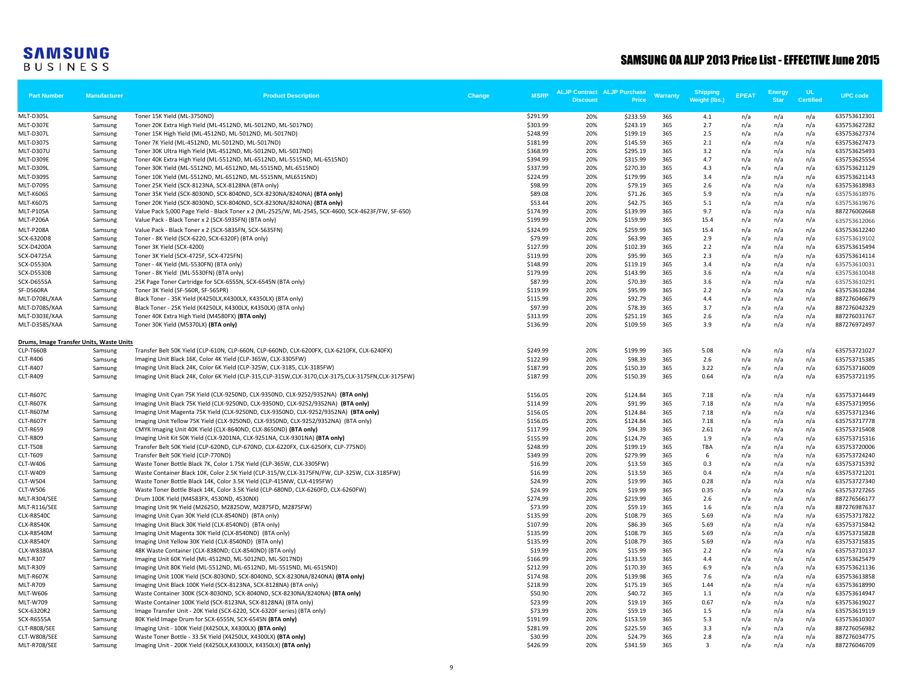| Part Number | Manufacturer | Product Description | Change | MSRP | ALJP Contract Discount | ALJP Purchase Price | Warranty | Shipping Weight (lbs.) | EPEAT | Energy Star | UL Certified | UPC code |
|---|---|---|---|---|---|---|---|---|---|---|---|---|
| MLT-D305L | Samsung | Toner 15K Yield (ML-3750ND) | | $291.99 | 20% | $233.59 | 365 | 4.1 | n/a | n/a | n/a | 635753612301 |
| MLT-D307E | Samsung | Toner 20K Extra High Yield (ML-4512ND, ML-5012ND, ML-5017ND) | | $303.99 | 20% | $243.19 | 365 | 2.7 | n/a | n/a | n/a | 635753627282 |
| MLT-D307L | Samsung | Toner 15K High Yield (ML-4512ND, ML-5012ND, ML-5017ND) | | $248.99 | 20% | $199.19 | 365 | 2.5 | n/a | n/a | n/a | 635753627374 |
| MLT-D307S | Samsung | Toner 7K Yield (ML-4512ND, ML-5012ND, ML-5017ND) | | $181.99 | 20% | $145.59 | 365 | 2.1 | n/a | n/a | n/a | 635753627473 |
| MLT-D307U | Samsung | Toner 30K Ultra High Yield (ML-4512ND, ML-5012ND, ML-5017ND) | | $368.99 | 20% | $295.19 | 365 | 3.2 | n/a | n/a | n/a | 635753625493 |
| MLT-D309E | Samsung | Toner 40K Extra High Yield (ML-5512ND, ML-6512ND, ML-5515ND, ML-6515ND) | | $394.99 | 20% | $315.99 | 365 | 4.7 | n/a | n/a | n/a | 635753625554 |
| MLT-D309L | Samsung | Toner 30K Yield (ML-5512ND, ML-6512ND, ML-5515ND, ML-6515ND) | | $337.99 | 20% | $270.39 | 365 | 4.3 | n/a | n/a | n/a | 635753621129 |
| MLT-D309S | Samsung | Toner 10K Yield (ML-5512ND, ML-6512ND, ML-5515NN, ML6515ND) | | $224.99 | 20% | $179.99 | 365 | 3.4 | n/a | n/a | n/a | 635753621143 |
| MLT-D709S | Samsung | Toner 25K Yield (SCX-8123NA, SCX-8128NA (BTA only) | | $98.99 | 20% | $79.19 | 365 | 2.6 | n/a | n/a | n/a | 635753618983 |
| MLT-K606S | Samsung | Toner 35K Yield (SCX-8030ND, SCX-8040ND, SCX-8230NA/8240NA) **(BTA only)** | | $89.08 | 20% | $71.26 | 365 | 5.9 | n/a | n/a | n/a | 635753618976 |
| MLT-K607S | Samsung | Toner 20K Yield (SCX-8030ND, SCX-8040ND, SCX-8230NA/8240NA) **(BTA only)** | | $53.44 | 20% | $42.75 | 365 | 5.1 | n/a | n/a | n/a | 635753619676 |
| MLT-P105A | Samsung | Value Pack 5,000 Page Yield - Black Toner x 2 (ML-2525/W, ML-2545, SCX-4600, SCX-4623F/FW, SF-650) | | $174.99 | 20% | $139.99 | 365 | 9.7 | n/a | n/a | n/a | 887276002668 |
| MLT-P206A | Samsung | Value Pack - Black Toner x 2 (SCX-5935FN) (BTA only) | | $199.99 | 20% | $159.99 | 365 | 15.4 | n/a | n/a | n/a | 635753612066 |
| MLT-P208A | Samsung | Value Pack - Black Toner x 2 (SCX-5835FN, SCX-5635FN) | | $324.99 | 20% | $259.99 | 365 | 15.4 | n/a | n/a | n/a | 635753612240 |
| SCX-6320D8 | Samsung | Toner - 8K Yield (SCX-6220, SCX-6320F) (BTA only) | | $79.99 | 20% | $63.99 | 365 | 2.9 | n/a | n/a | n/a | 635753619102 |
| SCX-D4200A | Samsung | Toner 3K Yield (SCX-4200) | | $127.99 | 20% | $102.39 | 365 | 2.2 | n/a | n/a | n/a | 635753615494 |
| SCX-D4725A | Samsung | Toner 3K Yield (SCX-4725F, SCX-4725FN) | | $119.99 | 20% | $95.99 | 365 | 2.3 | n/a | n/a | n/a | 635753614114 |
| SCX-D5530A | Samsung | Toner - 4K Yield (ML-5530FN) (BTA only) | | $148.99 | 20% | $119.19 | 365 | 3.4 | n/a | n/a | n/a | 635753610031 |
| SCX-D5530B | Samsung | Toner - 8K Yield (ML-5530FN) (BTA only) | | $179.99 | 20% | $143.99 | 365 | 3.6 | n/a | n/a | n/a | 635753610048 |
| SCX-D6555A | Samsung | 25K Page Toner Cartridge for SCX-6555N, SCX-6545N (BTA only) | | $87.99 | 20% | $70.39 | 365 | 3.6 | n/a | n/a | n/a | 635753610291 |
| SF-D560RA | Samsung | Toner 3K Yield (SF-560R, SF-565PR) | | $119.99 | 20% | $95.99 | 365 | 2.2 | n/a | n/a | n/a | 635753610284 |
| MLT-D708L/XAA | Samsung | Black Toner - 35K Yield (K4250LX,K4300LX, K4350LX) (BTA only) | | $115.99 | 20% | $92.79 | 365 | 4.4 | n/a | n/a | n/a | 887276046679 |
| MLT-D708S/XAA | Samsung | Black Toner - 25K Yield (K4250LX, K4300LX, K4350LX) (BTA only) | | $97.99 | 20% | $78.39 | 365 | 3.7 | n/a | n/a | n/a | 887276042329 |
| MLT-D303E/XAA | Samsung | Toner 40K Extra High Yield (M4580FX) **(BTA only)** | | $313.99 | 20% | $251.19 | 365 | 2.6 | n/a | n/a | n/a | 887276031767 |
| MLT-D358S/XAA | Samsung | Toner 30K Yield (M5370LX) **(BTA only)** | | $136.99 | 20% | $109.59 | 365 | 3.9 | n/a | n/a | n/a | 887276972497 |
| **Drums, Image Transfer Units, Waste Units** | | | | | | | | | | | | |
| CLP-T660B | Samsung | Transfer Belt 50K Yield (CLP-610N, CLP-660N, CLP-660ND, CLX-6200FX, CLX-6210FX, CLX-6240FX) | | $249.99 | 20% | $199.99 | 365 | 5.08 | n/a | n/a | n/a | 635753721027 |
| CLT-R406 | Samsung | Imaging Unit Black 16K, Color 4K Yield (CLP-365W, CLX-3305FW) | | $122.99 | 20% | $98.39 | 365 | 2.6 | n/a | n/a | n/a | 635753715385 |
| CLT-R407 | Samsung | Imaging Unit Black 24K, Color 6K Yield (CLP-325W, CLX-3185, CLX-3185FW) | | $187.99 | 20% | $150.39 | 365 | 3.22 | n/a | n/a | n/a | 635753716009 |
| CLT-R409 | Samsung | Imaging Unit Black 24K, Color 6K Yield (CLP-315,CLP-315W,CLX-3170,CLX-3175,CLX-3175FN,CLX-3175FW) | | $187.99 | 20% | $150.39 | 365 | 0.64 | n/a | n/a | n/a | 635753721195 |
| CLT-R607C | Samsung | Imaging Unit Cyan 75K Yield (CLX-9250ND, CLX-9350ND, CLX-9252/9352NA) **(BTA only)** | | $156.05 | 20% | $124.84 | 365 | 7.18 | n/a | n/a | n/a | 635753714449 |
| CLT-R607K | Samsung | Imaging Unit Black 75K Yield (CLX-9250ND, CLX-9350ND, CLX-9252/9352NA) **(BTA only)** | | $114.99 | 20% | $91.99 | 365 | 7.18 | n/a | n/a | n/a | 635753719956 |
| CLT-R607M | Samsung | Imaging Unit Magenta 75K Yield (CLX-9250ND, CLX-9350ND, CLX-9252/9352NA) **(BTA only)** | | $156.05 | 20% | $124.84 | 365 | 7.18 | n/a | n/a | n/a | 635753712346 |
| CLT-R607Y | Samsung | Imaging Unit Yellow 75K Yield (CLX-9250ND, CLX-9350ND, CLX-9252/9352NA) (BTA only) | | $156.05 | 20% | $124.84 | 365 | 7.18 | n/a | n/a | n/a | 635753717778 |
| CLT-R659 | Samsung | CMYK Imaging Unit 40K Yield (CLX-8640ND, CLX-8650ND) **(BTA only)** | | $117.99 | 20% | $94.39 | 365 | 2.61 | n/a | n/a | n/a | 635753715408 |
| CLT-R809 | Samsung | Imaging Unit Kit 50K Yield (CLX-9201NA, CLX-9251NA, CLX-9301NA) **(BTA only)** | | $155.99 | 20% | $124.79 | 365 | 1.9 | n/a | n/a | n/a | 635753715316 |
| CLT-T508 | Samsung | Transfer Belt 50K Yield (CLP-620ND, CLP-670ND, CLX-6220FX, CLX-6250FX, CLP-775ND) | | $248.99 | 20% | $199.19 | 365 | TBA | n/a | n/a | n/a | 635753720006 |
| CLT-T609 | Samsung | Transfer Belt 50K Yield (CLP-770ND) | | $349.99 | 20% | $279.99 | 365 | 6 | n/a | n/a | n/a | 635753724240 |
| CLT-W406 | Samsung | Waste Toner Bottle Black 7K, Color 1.75K Yield (CLP-365W, CLX-3305FW) | | $16.99 | 20% | $13.59 | 365 | 0.3 | n/a | n/a | n/a | 635753715392 |
| CLT-W409 | Samsung | Waste Container Black 10K, Color 2.5K Yield (CLP-315/W,CLX-3175FN/FW, CLP-325W, CLX-3185FW) | | $16.99 | 20% | $13.59 | 365 | 0.4 | n/a | n/a | n/a | 635753721201 |
| CLT-W504 | Samsung | Waste Toner Bottle Black 14K, Color 3.5K Yield (CLP-415NW, CLX-4195FW) | | $24.99 | 20% | $19.99 | 365 | 0.28 | n/a | n/a | n/a | 635753727340 |
| CLT-W506 | Samsung | Waste Toner Bottle Black 14K, Color 3.5K Yield (CLP-680ND, CLX-6260FD, CLX-6260FW) | | $24.99 | 20% | $19.99 | 365 | 0.35 | n/a | n/a | n/a | 635753727265 |
| MLT-R304/SEE | Samsung | Drum 100K Yield (M4583FX, 4530ND, 4530NX) | | $274.99 | 20% | $219.99 | 365 | 2.6 | n/a | n/a | n/a | 887276566177 |
| MLT-R116/SEE | Samsung | Imaging Unit 9K Yield (M2625D, M2825DW, M2875FD, M2875FW) | | $73.99 | 20% | $59.19 | 365 | 1.6 | n/a | n/a | n/a | 887276987637 |
| CLX-R8540C | Samsung | Imaging Unit Cyan 30K Yield (CLX-8540ND) (BTA only) | | $135.99 | 20% | $108.79 | 365 | 5.69 | n/a | n/a | n/a | 635753717822 |
| CLX-R8540K | Samsung | Imaging Unit Black 30K Yield (CLX-8540ND) (BTA only) | | $107.99 | 20% | $86.39 | 365 | 5.69 | n/a | n/a | n/a | 635753715842 |
| CLX-R8540M | Samsung | Imaging Unit Magenta 30K Yield (CLX-8540ND) (BTA only) | | $135.99 | 20% | $108.79 | 365 | 5.69 | n/a | n/a | n/a | 635753715828 |
| CLX-R8540Y | Samsung | Imaging Unit Yellow 30K Yield (CLX-8540ND) (BTA only) | | $135.99 | 20% | $108.79 | 365 | 5.69 | n/a | n/a | n/a | 635753715835 |
| CLX-W8380A | Samsung | 48K Waste Container (CLX-8380ND; CLX-8540ND) (BTA only) | | $19.99 | 20% | $15.99 | 365 | 2.2 | n/a | n/a | n/a | 635753710137 |
| MLT-R307 | Samsung | Imaging Unit 60K Yield (ML-4512ND, ML-5012ND, ML-5017ND) | | $166.99 | 20% | $133.59 | 365 | 4.4 | n/a | n/a | n/a | 635753625479 |
| MLT-R309 | Samsung | Imaging Unit 80K Yield (ML-5512ND, ML-6512ND, ML-5515ND, ML-6515ND) | | $212.99 | 20% | $170.39 | 365 | 6.9 | n/a | n/a | n/a | 635753621136 |
| MLT-R607K | Samsung | Imaging Unit 100K Yield (SCX-8030ND, SCX-8040ND, SCX-8230NA/8240NA) **(BTA only)** | | $174.98 | 20% | $139.98 | 365 | 7.6 | n/a | n/a | n/a | 635753613858 |
| MLT-R709 | Samsung | Imaging Unit Black 100K Yield (SCX-8123NA, SCX-8128NA) (BTA only) | | $218.99 | 20% | $175.19 | 365 | 1.44 | n/a | n/a | n/a | 635753618990 |
| MLT-W606 | Samsung | Waste Container 300K (SCX-8030ND, SCX-8040ND, SCX-8230NA/8240NA) **(BTA only)** | | $50.90 | 20% | $40.72 | 365 | 1.1 | n/a | n/a | n/a | 635753614947 |
| MLT-W709 | Samsung | Waste Container 100K Yield (SCX-8123NA, SCX-8128NA) (BTA only) | | $23.99 | 20% | $19.19 | 365 | 0.67 | n/a | n/a | n/a | 635753619027 |
| SCX-6320R2 | Samsung | Image Transfer Unit - 20K Yield (SCX-6220, SCX-6320F series) (BTA only) | | $73.99 | 20% | $59.19 | 365 | 1.5 | n/a | n/a | n/a | 635753619119 |
| SCX-R6555A | Samsung | 80K Yield Image Drum for SCX-6555N, SCX-6545N **(BTA only)** | | $191.99 | 20% | $153.59 | 365 | 5.3 | n/a | n/a | n/a | 635753610307 |
| CLT-R808/SEE | Samsung | Imaging Unit - 100K Yield (X4250LX, X4300LX) **(BTA only)** | | $281.99 | 20% | $225.59 | 365 | 3.3 | n/a | n/a | n/a | 887276056982 |
| CLT-W808/SEE | Samsung | Waste Toner Bottle - 33.5K Yield (X4250LX, X4300LX) **(BTA only)** | | $30.99 | 20% | $24.79 | 365 | 2.8 | n/a | n/a | n/a | 887276034775 |
| MLT-R708/SEE | Samsung | Imaging Unit - 200K Yield (K4250LX,K4300LX, K4350LX) **(BTA only)** | | $426.99 | 20% | $341.59 | 365 | 3 | n/a | n/a | n/a | 887276046709 |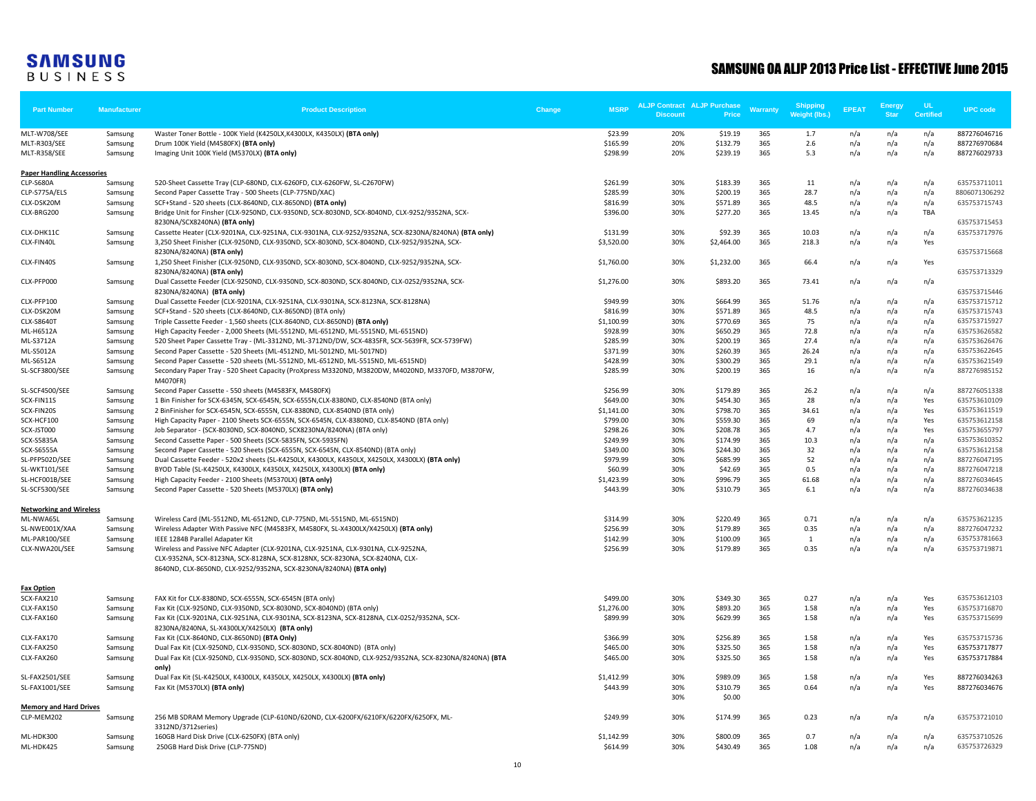SAMSUNG BUSINESS

# SAMSUNG OA ALJP 2013 Price List - EFFECTIVE June 2015

| Part Number | Manufacturer | Product Description | Change | MSRP | ALJP Contract Discount | ALJP Purchase Price | Warranty | Shipping Weight (lbs.) | EPEAT | Energy Star | UL Certified | UPC code |
|---|---|---|---|---|---|---|---|---|---|---|---|---|
| MLT-W708/SEE | Samsung | Waster Toner Bottle - 100K Yield (K4250LX,K4300LX, K4350LX) **(BTA only)** | | $23.99 | 20% | $19.19 | 365 | 1.7 | n/a | n/a | n/a | 887276046716 |
| MLT-R303/SEE | Samsung | Drum 100K Yield (M4580FX) **(BTA only)** | | $165.99 | 20% | $132.79 | 365 | 2.6 | n/a | n/a | n/a | 887276970684 |
| MLT-R358/SEE | Samsung | Imaging Unit 100K Yield (M5370LX) **(BTA only)** | | $298.99 | 20% | $239.19 | 365 | 5.3 | n/a | n/a | n/a | 887276029733 |
| **Paper Handling Accessories** | | | | | | | | | | | | |
| CLP-S680A | Samsung | 520-Sheet Cassette Tray (CLP-680ND, CLX-6260FD, CLX-6260FW, SL-C2670FW) | | $261.99 | 30% | $183.39 | 365 | 11 | n/a | n/a | n/a | 635753711011 |
| CLP-S775A/ELS | Samsung | Second Paper Cassette Tray - 500 Sheets (CLP-775ND/XAC) | | $285.99 | 30% | $200.19 | 365 | 28.7 | n/a | n/a | n/a | 8806071306292 |
| CLX-DSK20M | Samsung | SCF+Stand - 520 sheets (CLX-8640ND, CLX-8650ND) **(BTA only)** | | $816.99 | 30% | $571.89 | 365 | 48.5 | n/a | n/a | n/a | 635753715743 |
| CLX-BRG200 | Samsung | Bridge Unit for Finsher (CLX-9250ND, CLX-9350ND, SCX-8030ND, SCX-8040ND, CLX-9252/9352NA, SCX-8230NA/SCX8240NA) **(BTA only)** | | $396.00 | 30% | $277.20 | 365 | 13.45 | n/a | n/a | TBA | 635753715453 |
| CLX-DHK11C | Samsung | Cassette Heater (CLX-9201NA, CLX-9251NA, CLX-9301NA, CLX-9252/9352NA, SCX-8230NA/8240NA) **(BTA only)** | | $131.99 | 30% | $92.39 | 365 | 10.03 | n/a | n/a | n/a | 635753717976 |
| CLX-FIN40L | Samsung | 3,250 Sheet Finisher (CLX-9250ND, CLX-9350ND, SCX-8030ND, SCX-8040ND, CLX-9252/9352NA, SCX-8230NA/8240NA) **(BTA only)** | | $3,520.00 | 30% | $2,464.00 | 365 | 218.3 | n/a | n/a | Yes | 635753715668 |
| CLX-FIN40S | Samsung | 1,250 Sheet Finisher (CLX-9250ND, CLX-9350ND, SCX-8030ND, SCX-8040ND, CLX-9252/9352NA, SCX-8230NA/8240NA) **(BTA only)** | | $1,760.00 | 30% | $1,232.00 | 365 | 66.4 | n/a | n/a | Yes | 635753713329 |
| CLX-PFP000 | Samsung | Dual Cassette Feeder (CLX-9250ND, CLX-9350ND, SCX-8030ND, SCX-8040ND, CLX-0252/9352NA, SCX-8230NA/8240NA) **(BTA only)** | | $1,276.00 | 30% | $893.20 | 365 | 73.41 | n/a | n/a | n/a | 635753715446 |
| CLX-PFP100 | Samsung | Dual Cassette Feeder (CLX-9201NA, CLX-9251NA, CLX-9301NA, SCX-8123NA, SCX-8128NA) | | $949.99 | 30% | $664.99 | 365 | 51.76 | n/a | n/a | n/a | 635753715712 |
| CLX-DSK20M | Samsung | SCF+Stand - 520 sheets (CLX-8640ND, CLX-8650ND) (BTA only) | | $816.99 | 30% | $571.89 | 365 | 48.5 | n/a | n/a | n/a | 635753715743 |
| CLX-S8640T | Samsung | Triple Cassette Feeder - 1,560 sheets (CLX-8640ND, CLX-8650ND) **(BTA only)** | | $1,100.99 | 30% | $770.69 | 365 | 75 | n/a | n/a | n/a | 635753715927 |
| ML-H6512A | Samsung | High Capacity Feeder - 2,000 Sheets (ML-5512ND, ML-6512ND, ML-5515ND, ML-6515ND) | | $928.99 | 30% | $650.29 | 365 | 72.8 | n/a | n/a | n/a | 635753626582 |
| ML-S3712A | Samsung | 520 Sheet Paper Cassette Tray - (ML-3312ND, ML-3712ND/DW, SCX-4835FR, SCX-5639FR, SCX-5739FW) | | $285.99 | 30% | $200.19 | 365 | 27.4 | n/a | n/a | n/a | 635753626476 |
| ML-S5012A | Samsung | Second Paper Cassette - 520 Sheets (ML-4512ND, ML-5012ND, ML-5017ND) | | $371.99 | 30% | $260.39 | 365 | 26.24 | n/a | n/a | n/a | 635753622645 |
| ML-S6512A | Samsung | Second Paper Cassette - 520 sheets (ML-5512ND, ML-6512ND, ML-5515ND, ML-6515ND) | | $428.99 | 30% | $300.29 | 365 | 29.1 | n/a | n/a | n/a | 635753621549 |
| SL-SCF3800/SEE | Samsung | Secondary Paper Tray - 520 Sheet Capacity (ProXpress M3320ND, M3820DW, M4020ND, M3370FD, M3870FW, M4070FR) | | $285.99 | 30% | $200.19 | 365 | 16 | n/a | n/a | n/a | 887276985152 |
| SL-SCF4500/SEE | Samsung | Second Paper Cassette - 550 sheets (M4583FX, M4580FX) | | $256.99 | 30% | $179.89 | 365 | 26.2 | n/a | n/a | n/a | 887276051338 |
| SCX-FIN11S | Samsung | 1 Bin Finisher for SCX-6345N, SCX-6545N, SCX-6555N,CLX-8380ND, CLX-8540ND (BTA only) | | $649.00 | 30% | $454.30 | 365 | 28 | n/a | n/a | Yes | 635753610109 |
| SCX-FIN20S | Samsung | 2 BinFinisher for SCX-6545N, SCX-6555N, CLX-8380ND, CLX-8540ND (BTA only) | | $1,141.00 | 30% | $798.70 | 365 | 34.61 | n/a | n/a | Yes | 635753611519 |
| SCX-HCF100 | Samsung | High Capacity Paper - 2100 Sheets SCX-6555N, SCX-6545N, CLX-8380ND, CLX-8540ND (BTA only) | | $799.00 | 30% | $559.30 | 365 | 69 | n/a | n/a | Yes | 635753612158 |
| SCX-JST000 | Samsung | Job Separator - (SCX-8030ND, SCX-8040ND, SCX8230NA/8240NA) (BTA only) | | $298.26 | 30% | $208.78 | 365 | 4.7 | n/a | n/a | Yes | 635753655797 |
| SCX-S5835A | Samsung | Second Cassette Paper - 500 Sheets (SCX-5835FN, SCX-5935FN) | | $249.99 | 30% | $174.99 | 365 | 10.3 | n/a | n/a | n/a | 635753610352 |
| SCX-S6555A | Samsung | Second Paper Cassette - 520 Sheets (SCX-6555N, SCX-6545N, CLX-8540ND) (BTA only) | | $349.00 | 30% | $244.30 | 365 | 32 | n/a | n/a | n/a | 635753612158 |
| SL-PFP502D/SEE | Samsung | Dual Cassette Feeder - 520x2 sheets (SL-K4250LX, K4300LX, K4350LX, X4250LX, X4300LX) **(BTA only)** | | $979.99 | 30% | $685.99 | 365 | 52 | n/a | n/a | n/a | 887276047195 |
| SL-WKT101/SEE | Samsung | BYOD Table (SL-K4250LX, K4300LX, K4350LX, X4250LX, X4300LX) **(BTA only)** | | $60.99 | 30% | $42.69 | 365 | 0.5 | n/a | n/a | n/a | 887276047218 |
| SL-HCF001B/SEE | Samsung | High Capacity Feeder - 2100 Sheets (M5370LX) **(BTA only)** | | $1,423.99 | 30% | $996.79 | 365 | 61.68 | n/a | n/a | n/a | 887276034645 |
| SL-SCF5300/SEE | Samsung | Second Paper Cassette - 520 Sheets (M5370LX) **(BTA only)** | | $443.99 | 30% | $310.79 | 365 | 6.1 | n/a | n/a | n/a | 887276034638 |
| **Networking and Wireless** | | | | | | | | | | | | |
| ML-NWA65L | Samsung | Wireless Card (ML-5512ND, ML-6512ND, CLP-775ND, ML-5515ND, ML-6515ND) | | $314.99 | 30% | $220.49 | 365 | 0.71 | n/a | n/a | n/a | 635753621235 |
| SL-NWE001X/XAA | Samsung | Wireless Adapter With Passive NFC (M4583FX, M4580FX, SL-X4300LX/X4250LX) **(BTA only)** | | $256.99 | 30% | $179.89 | 365 | 0.35 | n/a | n/a | n/a | 887276047232 |
| ML-PAR100/SEE | Samsung | IEEE 1284B Parallel Adapater Kit | | $142.99 | 30% | $100.09 | 365 | 1 | n/a | n/a | n/a | 635753781663 |
| CLX-NWA20L/SEE | Samsung | Wireless and Passive NFC Adapter (CLX-9201NA, CLX-9251NA, CLX-9301NA, CLX-9252NA, CLX-9352NA, SCX-8123NA, SCX-8128NA, SCX-8128NX, SCX-8230NA, SCX-8240NA, CLX-8640ND, CLX-8650ND, CLX-9252/9352NA, SCX-8230NA/8240NA) **(BTA only)** | | $256.99 | 30% | $179.89 | 365 | 0.35 | n/a | n/a | n/a | 635753719871 |
| **Fax Option** | | | | | | | | | | | | |
| SCX-FAX210 | Samsung | FAX Kit for CLX-8380ND, SCX-6555N, SCX-6545N (BTA only) | | $499.00 | 30% | $349.30 | 365 | 0.27 | n/a | n/a | Yes | 635753612103 |
| CLX-FAX150 | Samsung | Fax Kit (CLX-9250ND, CLX-9350ND, SCX-8030ND, SCX-8040ND) (BTA only) | | $1,276.00 | 30% | $893.20 | 365 | 1.58 | n/a | n/a | Yes | 635753716870 |
| CLX-FAX160 | Samsung | Fax Kit (CLX-9201NA, CLX-9251NA, CLX-9301NA, SCX-8123NA, SCX-8128NA, CLX-0252/9352NA, SCX-8230NA/8240NA, SL-X4300LX/X4250LX) **(BTA only)** | | $899.99 | 30% | $629.99 | 365 | 1.58 | n/a | n/a | Yes | 635753715699 |
| CLX-FAX170 | Samsung | Fax Kit (CLX-8640ND, CLX-8650ND) **(BTA Only)** | | $366.99 | 30% | $256.89 | 365 | 1.58 | n/a | n/a | Yes | 635753715736 |
| CLX-FAX250 | Samsung | Dual Fax Kit (CLX-9250ND, CLX-9350ND, SCX-8030ND, SCX-8040ND) (BTA only) | | $465.00 | 30% | $325.50 | 365 | 1.58 | n/a | n/a | Yes | 635753717877 |
| CLX-FAX260 | Samsung | Dual Fax Kit (CLX-9250ND, CLX-9350ND, SCX-8030ND, SCX-8040ND, CLX-9252/9352NA, SCX-8230NA/8240NA) **(BTA only)** | | $465.00 | 30% | $325.50 | 365 | 1.58 | n/a | n/a | Yes | 635753717884 |
| SL-FAX2501/SEE | Samsung | Dual Fax Kit (SL-K4250LX, K4300LX, K4350LX, X4250LX, X4300LX) **(BTA only)** | | $1,412.99 | 30% | $989.09 | 365 | 1.58 | n/a | n/a | Yes | 887276034263 |
| SL-FAX1001/SEE | Samsung | Fax Kit (M5370LX) **(BTA only)** | | $443.99 | 30% | $310.79 | 365 | 0.64 | n/a | n/a | Yes | 887276034676 |
| | | | | | 30% | $0.00 | | | | | | |
| **Memory and Hard Drives** | | | | | | | | | | | | |
| CLP-MEM202 | Samsung | 256 MB SDRAM Memory Upgrade (CLP-610ND/620ND, CLX-6200FX/6210FX/6220FX/6250FX, ML-3312ND/3712series) | | $249.99 | 30% | $174.99 | 365 | 0.23 | n/a | n/a | n/a | 635753721010 |
| ML-HDK300 | Samsung | 160GB Hard Disk Drive (CLX-6250FX) (BTA only) | | $1,142.99 | 30% | $800.09 | 365 | 0.7 | n/a | n/a | n/a | 635753710526 |
| ML-HDK425 | Samsung | 250GB Hard Disk Drive (CLP-775ND) | | $614.99 | 30% | $430.49 | 365 | 1.08 | n/a | n/a | n/a | 635753726329 |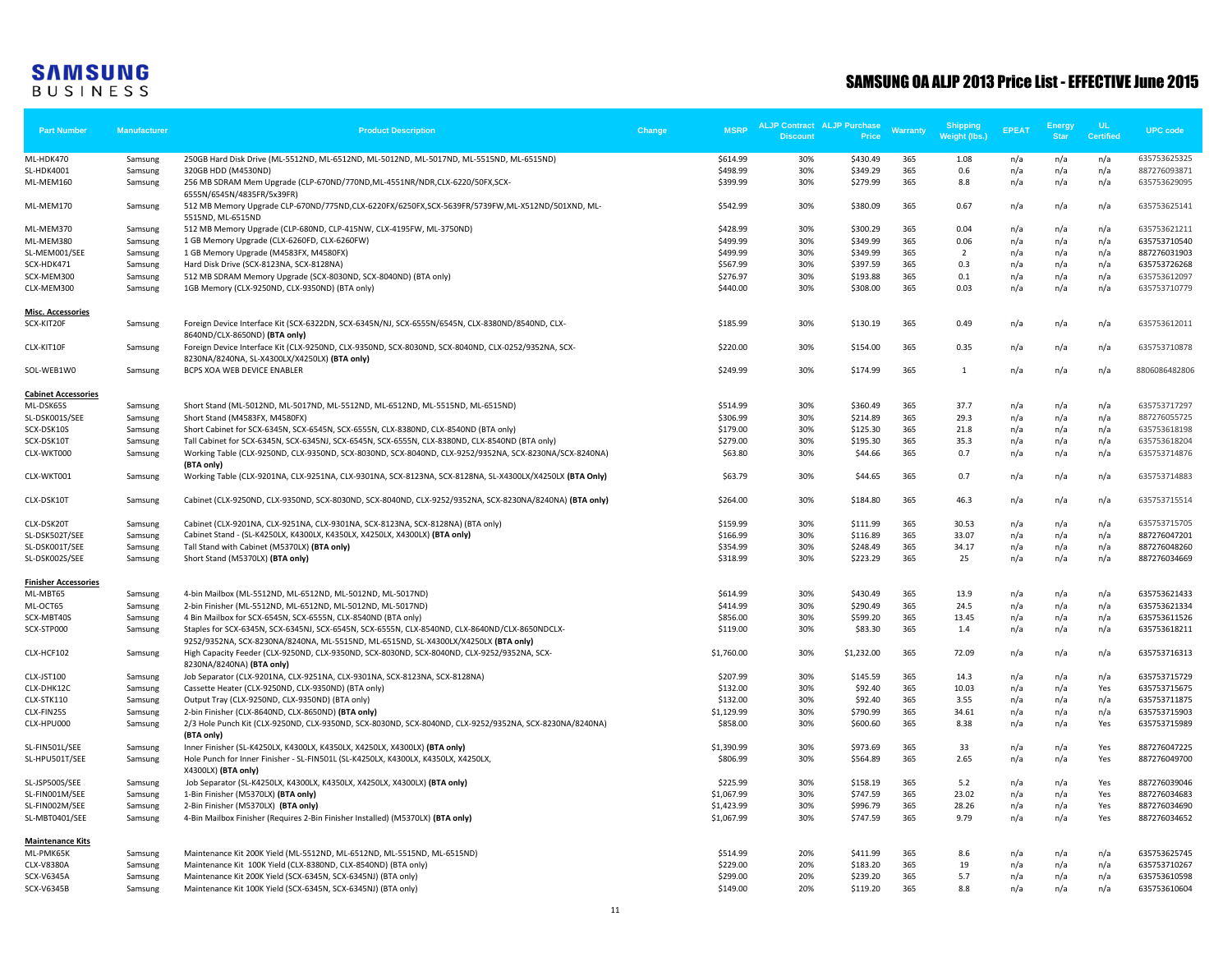SAMSUNG BUSINESS

# SAMSUNG OA ALJP 2013 Price List - EFFECTIVE June 2015

| Part Number | Manufacturer | Product Description | Change | MSRP | ALJP Contract Discount | ALJP Purchase Price | Warranty | Shipping Weight (lbs.) | EPEAT | Energy Star | UL Certified | UPC code |
|---|---|---|---|---|---|---|---|---|---|---|---|---|
| ML-HDK470 | Samsung | 250GB Hard Disk Drive (ML-5512ND, ML-6512ND, ML-5012ND, ML-5017ND, ML-5515ND, ML-6515ND) | | $614.99 | 30% | $430.49 | 365 | 1.08 | n/a | n/a | n/a | 635753625325 |
| SL-HDK4001 | Samsung | 320GB HDD (M4530ND) | | $498.99 | 30% | $349.29 | 365 | 0.6 | n/a | n/a | n/a | 887276093871 |
| ML-MEM160 | Samsung | 256 MB SDRAM Mem Upgrade (CLP-670ND/770ND,ML-4551NR/NDR,CLX-6220/50FX,SCX-6555N/6545N/4835FR/5x39FR) | | $399.99 | 30% | $279.99 | 365 | 8.8 | n/a | n/a | n/a | 635753629095 |
| ML-MEM170 | Samsung | 512 MB Memory Upgrade CLP-670ND/775ND,CLX-6220FX/6250FX,SCX-5639FR/5739FW,ML-X512ND/501XND, ML-5515ND, ML-6515ND | | $542.99 | 30% | $380.09 | 365 | 0.67 | n/a | n/a | n/a | 635753625141 |
| ML-MEM370 | Samsung | 512 MB Memory Upgrade (CLP-680ND, CLP-415NW, CLX-4195FW, ML-3750ND) | | $428.99 | 30% | $300.29 | 365 | 0.04 | n/a | n/a | n/a | 635753621211 |
| ML-MEM380 | Samsung | 1 GB Memory Upgrade (CLX-6260FD, CLX-6260FW) | | $499.99 | 30% | $349.99 | 365 | 0.06 | n/a | n/a | n/a | 635753710540 |
| SL-MEM001/SEE | Samsung | 1 GB Memory Upgrade (M4583FX, M4580FX) | | $499.99 | 30% | $349.99 | 365 | 2 | n/a | n/a | n/a | 887276031903 |
| SCX-HDK471 | Samsung | Hard Disk Drive (SCX-8123NA, SCX-8128NA) | | $567.99 | 30% | $397.59 | 365 | 0.3 | n/a | n/a | n/a | 635753726268 |
| SCX-MEM300 | Samsung | 512 MB SDRAM Memory Upgrade (SCX-8030ND, SCX-8040ND) (BTA only) | | $276.97 | 30% | $193.88 | 365 | 0.1 | n/a | n/a | n/a | 635753612097 |
| CLX-MEM300 | Samsung | 1GB Memory (CLX-9250ND, CLX-9350ND) (BTA only) | | $440.00 | 30% | $308.00 | 365 | 0.03 | n/a | n/a | n/a | 635753710779 |
| **Misc. Accessories** | | | | | | | | | | | | |
| SCX-KIT20F | Samsung | Foreign Device Interface Kit (SCX-6322DN, SCX-6345N/NJ, SCX-6555N/6545N, CLX-8380ND/8540ND, CLX-8640ND/CLX-8650ND) **(BTA only)** | | $185.99 | 30% | $130.19 | 365 | 0.49 | n/a | n/a | n/a | 635753612011 |
| CLX-KIT10F | Samsung | Foreign Device Interface Kit (CLX-9250ND, CLX-9350ND, SCX-8030ND, SCX-8040ND, CLX-0252/9352NA, SCX-8230NA/8240NA, SL-X4300LX/X4250LX) **(BTA only)** | | $220.00 | 30% | $154.00 | 365 | 0.35 | n/a | n/a | n/a | 635753710878 |
| SOL-WEB1W0 | Samsung | BCPS XOA WEB DEVICE ENABLER | | $249.99 | 30% | $174.99 | 365 | 1 | n/a | n/a | n/a | 8806086482806 |
| **Cabinet Accessories** | | | | | | | | | | | | |
| ML-DSK65S | Samsung | Short Stand (ML-5012ND, ML-5017ND, ML-5512ND, ML-6512ND, ML-5515ND, ML-6515ND) | | $514.99 | 30% | $360.49 | 365 | 37.7 | n/a | n/a | n/a | 635753717297 |
| SL-DSK001S/SEE | Samsung | Short Stand (M4583FX, M4580FX) | | $306.99 | 30% | $214.89 | 365 | 29.3 | n/a | n/a | n/a | 887276055725 |
| SCX-DSK10S | Samsung | Short Cabinet for SCX-6345N, SCX-6545N, SCX-6555N, CLX-8380ND, CLX-8540ND (BTA only) | | $179.00 | 30% | $125.30 | 365 | 21.8 | n/a | n/a | n/a | 635753618198 |
| SCX-DSK10T | Samsung | Tall Cabinet for SCX-6345N, SCX-6345NJ, SCX-6545N, SCX-6555N, CLX-8380ND, CLX-8540ND (BTA only) | | $279.00 | 30% | $195.30 | 365 | 35.3 | n/a | n/a | n/a | 635753618204 |
| CLX-WKT000 | Samsung | Working Table (CLX-9250ND, CLX-9350ND, SCX-8030ND, SCX-8040ND, CLX-9252/9352NA, SCX-8230NA/SCX-8240NA) **(BTA only)** | | $63.80 | 30% | $44.66 | 365 | 0.7 | n/a | n/a | n/a | 635753714876 |
| CLX-WKT001 | Samsung | Working Table (CLX-9201NA, CLX-9251NA, CLX-9301NA, SCX-8123NA, SCX-8128NA, SL-X4300LX/X4250LX **(BTA Only)** | | $63.79 | 30% | $44.65 | 365 | 0.7 | n/a | n/a | n/a | 635753714883 |
| CLX-DSK10T | Samsung | Cabinet (CLX-9250ND, CLX-9350ND, SCX-8030ND, SCX-8040ND, CLX-9252/9352NA, SCX-8230NA/8240NA) **(BTA only)** | | $264.00 | 30% | $184.80 | 365 | 46.3 | n/a | n/a | n/a | 635753715514 |
| CLX-DSK20T | Samsung | Cabinet (CLX-9201NA, CLX-9251NA, CLX-9301NA, SCX-8123NA, SCX-8128NA) (BTA only) | | $159.99 | 30% | $111.99 | 365 | 30.53 | n/a | n/a | n/a | 635753715705 |
| SL-DSK502T/SEE | Samsung | Cabinet Stand - (SL-K4250LX, K4300LX, K4350LX, X4250LX, X4300LX) **(BTA only)** | | $166.99 | 30% | $116.89 | 365 | 33.07 | n/a | n/a | n/a | 887276047201 |
| SL-DSK001T/SEE | Samsung | Tall Stand with Cabinet (M5370LX) **(BTA only)** | | $354.99 | 30% | $248.49 | 365 | 34.17 | n/a | n/a | n/a | 887276048260 |
| SL-DSK002S/SEE | Samsung | Short Stand (M5370LX) **(BTA only)** | | $318.99 | 30% | $223.29 | 365 | 25 | n/a | n/a | n/a | 887276034669 |
| **Finisher Accessories** | | | | | | | | | | | | |
| ML-MBT65 | Samsung | 4-bin Mailbox (ML-5512ND, ML-6512ND, ML-5012ND, ML-5017ND) | | $614.99 | 30% | $430.49 | 365 | 13.9 | n/a | n/a | n/a | 635753621433 |
| ML-OCT65 | Samsung | 2-bin Finisher (ML-5512ND, ML-6512ND, ML-5012ND, ML-5017ND) | | $414.99 | 30% | $290.49 | 365 | 24.5 | n/a | n/a | n/a | 635753621334 |
| SCX-MBT40S | Samsung | 4 Bin Mailbox for SCX-6545N, SCX-6555N, CLX-8540ND (BTA only) | | $856.00 | 30% | $599.20 | 365 | 13.45 | n/a | n/a | n/a | 635753611526 |
| SCX-STP000 | Samsung | Staples for SCX-6345N, SCX-6345NJ, SCX-6545N, SCX-6555N, CLX-8540ND, CLX-8640ND/CLX-8650NDCLX-9252/9352NA, SCX-8230NA/8240NA, ML-5515ND, ML-6515ND, SL-X4300LX/X4250LX **(BTA only)** | | $119.00 | 30% | $83.30 | 365 | 1.4 | n/a | n/a | n/a | 635753618211 |
| CLX-HCF102 | Samsung | High Capacity Feeder (CLX-9250ND, CLX-9350ND, SCX-8030ND, SCX-8040ND, CLX-9252/9352NA, SCX-8230NA/8240NA) **(BTA only)** | | $1,760.00 | 30% | $1,232.00 | 365 | 72.09 | n/a | n/a | n/a | 635753716313 |
| CLX-JST100 | Samsung | Job Separator (CLX-9201NA, CLX-9251NA, CLX-9301NA, SCX-8123NA, SCX-8128NA) | | $207.99 | 30% | $145.59 | 365 | 14.3 | n/a | n/a | n/a | 635753715729 |
| CLX-DHK12C | Samsung | Cassette Heater (CLX-9250ND, CLX-9350ND) (BTA only) | | $132.00 | 30% | $92.40 | 365 | 10.03 | n/a | n/a | Yes | 635753715675 |
| CLX-STK110 | Samsung | Output Tray (CLX-9250ND, CLX-9350ND) (BTA only) | | $132.00 | 30% | $92.40 | 365 | 3.55 | n/a | n/a | n/a | 635753711875 |
| CLX-FIN25S | Samsung | 2-bin Finisher (CLX-8640ND, CLX-8650ND) **(BTA only)** | | $1,129.99 | 30% | $790.99 | 365 | 34.61 | n/a | n/a | n/a | 635753715903 |
| CLX-HPU000 | Samsung | 2/3 Hole Punch Kit (CLX-9250ND, CLX-9350ND, SCX-8030ND, SCX-8040ND, CLX-9252/9352NA, SCX-8230NA/8240NA) **(BTA only)** | | $858.00 | 30% | $600.60 | 365 | 8.38 | n/a | n/a | Yes | 635753715989 |
| SL-FIN501L/SEE | Samsung | Inner Finisher (SL-K4250LX, K4300LX, K4350LX, X4250LX, X4300LX) **(BTA only)** | | $1,390.99 | 30% | $973.69 | 365 | 33 | n/a | n/a | Yes | 887276047225 |
| SL-HPU501T/SEE | Samsung | Hole Punch for Inner Finisher - SL-FIN501L (SL-K4250LX, K4300LX, K4350LX, X4250LX, X4300LX) **(BTA only)** | | $806.99 | 30% | $564.89 | 365 | 2.65 | n/a | n/a | Yes | 887276049700 |
| SL-JSP500S/SEE | Samsung | Job Separator (SL-K4250LX, K4300LX, K4350LX, X4250LX, X4300LX) **(BTA only)** | | $225.99 | 30% | $158.19 | 365 | 5.2 | n/a | n/a | Yes | 887276039046 |
| SL-FIN001M/SEE | Samsung | 1-Bin Finisher (M5370LX) **(BTA only)** | | $1,067.99 | 30% | $747.59 | 365 | 23.02 | n/a | n/a | Yes | 887276034683 |
| SL-FIN002M/SEE | Samsung | 2-Bin Finisher (M5370LX) **(BTA only)** | | $1,423.99 | 30% | $996.79 | 365 | 28.26 | n/a | n/a | Yes | 887276034690 |
| SL-MBT0401/SEE | Samsung | 4-Bin Mailbox Finisher (Requires 2-Bin Finisher Installed) (M5370LX) **(BTA only)** | | $1,067.99 | 30% | $747.59 | 365 | 9.79 | n/a | n/a | Yes | 887276034652 |
| **Maintenance Kits** | | | | | | | | | | | | |
| ML-PMK65K | Samsung | Maintenance Kit 200K Yield (ML-5512ND, ML-6512ND, ML-5515ND, ML-6515ND) | | $514.99 | 20% | $411.99 | 365 | 8.6 | n/a | n/a | n/a | 635753625745 |
| CLX-V8380A | Samsung | Maintenance Kit 100K Yield (CLX-8380ND, CLX-8540ND) (BTA only) | | $229.00 | 20% | $183.20 | 365 | 19 | n/a | n/a | n/a | 635753710267 |
| SCX-V6345A | Samsung | Maintenance Kit 200K Yield (SCX-6345N, SCX-6345NJ) (BTA only) | | $299.00 | 20% | $239.20 | 365 | 5.7 | n/a | n/a | n/a | 635753610598 |
| SCX-V6345B | Samsung | Maintenance Kit 100K Yield (SCX-6345N, SCX-6345NJ) (BTA only) | | $149.00 | 20% | $119.20 | 365 | 8.8 | n/a | n/a | n/a | 635753610604 |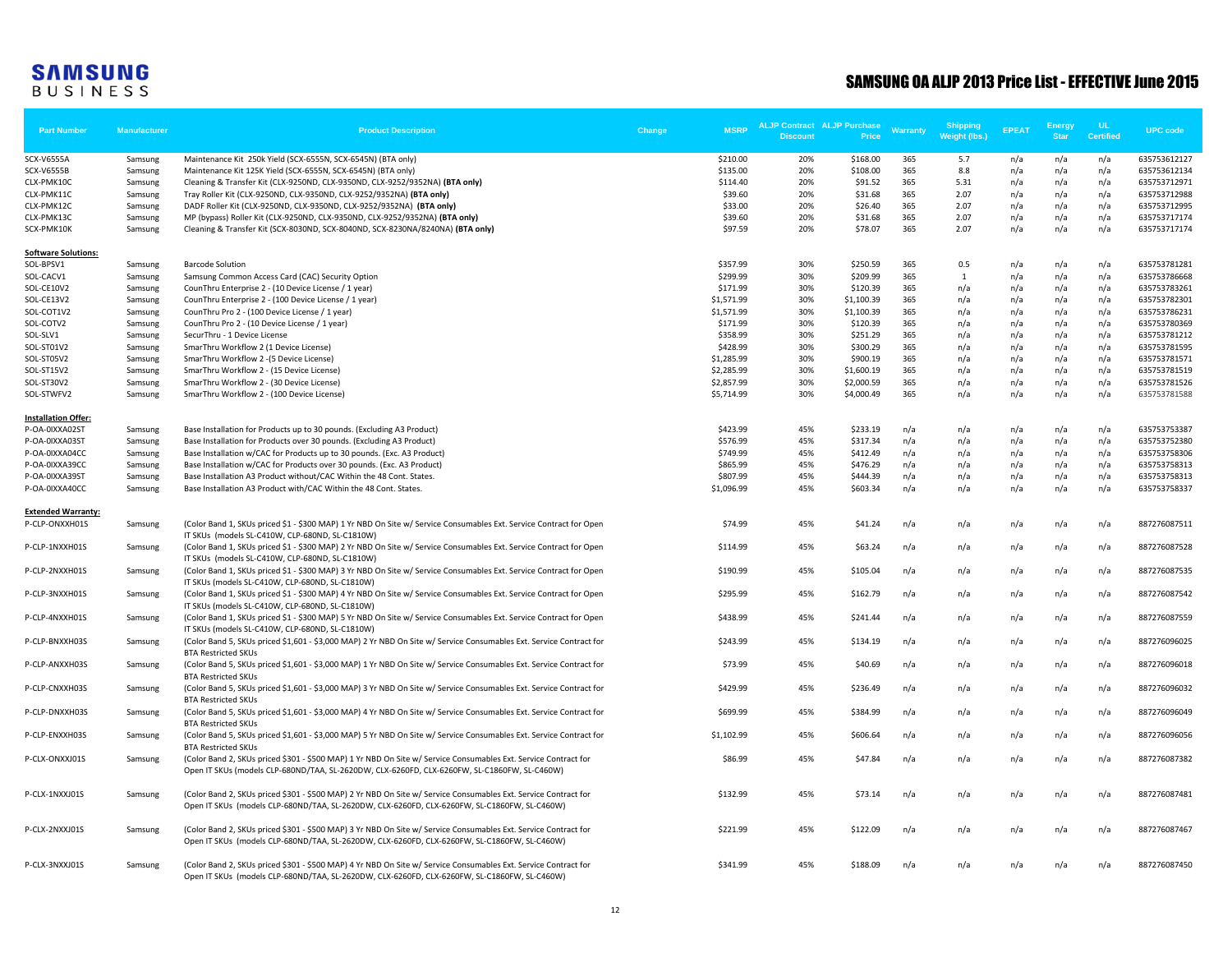SAMSUNG BUSINESS

# SAMSUNG OA ALJP 2013 Price List - EFFECTIVE June 2015

| Part Number | Manufacturer | Product Description | Change | MSRP | ALJP Contract Discount | ALJP Purchase Price | Warranty | Shipping Weight (lbs.) | EPEAT | Energy Star | UL Certified | UPC code |
|---|---|---|---|---|---|---|---|---|---|---|---|---|
| SCX-V6555A | Samsung | Maintenance Kit 250k Yield (SCX-6555N, SCX-6545N) (BTA only) | | $210.00 | 20% | $168.00 | 365 | 5.7 | n/a | n/a | n/a | 635753612127 |
| SCX-V6555B | Samsung | Maintenance Kit 125K Yield (SCX-6555N, SCX-6545N) (BTA only) | | $135.00 | 20% | $108.00 | 365 | 8.8 | n/a | n/a | n/a | 635753612134 |
| CLX-PMK10C | Samsung | Cleaning & Transfer Kit (CLX-9250ND, CLX-9350ND, CLX-9252/9352NA) **(BTA only)** | | $114.40 | 20% | $91.52 | 365 | 5.31 | n/a | n/a | n/a | 635753712971 |
| CLX-PMK11C | Samsung | Tray Roller Kit (CLX-9250ND, CLX-9350ND, CLX-9252/9352NA) **(BTA only)** | | $39.60 | 20% | $31.68 | 365 | 2.07 | n/a | n/a | n/a | 635753712988 |
| CLX-PMK12C | Samsung | DADF Roller Kit (CLX-9250ND, CLX-9350ND, CLX-9252/9352NA) **(BTA only)** | | $33.00 | 20% | $26.40 | 365 | 2.07 | n/a | n/a | n/a | 635753712995 |
| CLX-PMK13C | Samsung | MP (bypass) Roller Kit (CLX-9250ND, CLX-9350ND, CLX-9252/9352NA) **(BTA only)** | | $39.60 | 20% | $31.68 | 365 | 2.07 | n/a | n/a | n/a | 635753717174 |
| SCX-PMK10K | Samsung | Cleaning & Transfer Kit (SCX-8030ND, SCX-8040ND, SCX-8230NA/8240NA) **(BTA only)** | | $97.59 | 20% | $78.07 | 365 | 2.07 | n/a | n/a | n/a | 635753717174 |
| **Software Solutions:** | | | | | | | | | | | | |
| SOL-BPSV1 | Samsung | Barcode Solution | | $357.99 | 30% | $250.59 | 365 | 0.5 | n/a | n/a | n/a | 635753781281 |
| SOL-CACV1 | Samsung | Samsung Common Access Card (CAC) Security Option | | $299.99 | 30% | $209.99 | 365 | 1 | n/a | n/a | n/a | 635753786668 |
| SOL-CE10V2 | Samsung | CounThru Enterprise 2 - (10 Device License / 1 year) | | $171.99 | 30% | $120.39 | 365 | n/a | n/a | n/a | n/a | 635753783261 |
| SOL-CE13V2 | Samsung | CounThru Enterprise 2 - (100 Device License / 1 year) | | $1,571.99 | 30% | $1,100.39 | 365 | n/a | n/a | n/a | n/a | 635753782301 |
| SOL-COT1V2 | Samsung | CounThru Pro 2 - (100 Device License / 1 year) | | $1,571.99 | 30% | $1,100.39 | 365 | n/a | n/a | n/a | n/a | 635753786231 |
| SOL-COTV2 | Samsung | CounThru Pro 2 - (10 Device License / 1 year) | | $171.99 | 30% | $120.39 | 365 | n/a | n/a | n/a | n/a | 635753780369 |
| SOL-SLV1 | Samsung | SecurThru - 1 Device License | | $358.99 | 30% | $251.29 | 365 | n/a | n/a | n/a | n/a | 635753781212 |
| SOL-ST01V2 | Samsung | SmarThru Workflow 2 (1 Device License) | | $428.99 | 30% | $300.29 | 365 | n/a | n/a | n/a | n/a | 635753781595 |
| SOL-ST05V2 | Samsung | SmarThru Workflow 2 -(5 Device License) | | $1,285.99 | 30% | $900.19 | 365 | n/a | n/a | n/a | n/a | 635753781571 |
| SOL-ST15V2 | Samsung | SmarThru Workflow 2 - (15 Device License) | | $2,285.99 | 30% | $1,600.19 | 365 | n/a | n/a | n/a | n/a | 635753781519 |
| SOL-ST30V2 | Samsung | SmarThru Workflow 2 - (30 Device License) | | $2,857.99 | 30% | $2,000.59 | 365 | n/a | n/a | n/a | n/a | 635753781526 |
| SOL-STWFV2 | Samsung | SmarThru Workflow 2 - (100 Device License) | | $5,714.99 | 30% | $4,000.49 | 365 | n/a | n/a | n/a | n/a | 635753781588 |
| **Installation Offer:** | | | | | | | | | | | | |
| P-OA-0IXXA02ST | Samsung | Base Installation for Products up to 30 pounds. (Excluding A3 Product) | | $423.99 | 45% | $233.19 | n/a | n/a | n/a | n/a | n/a | 635753753387 |
| P-OA-0IXXA03ST | Samsung | Base Installation for Products over 30 pounds. (Excluding A3 Product) | | $576.99 | 45% | $317.34 | n/a | n/a | n/a | n/a | n/a | 635753752380 |
| P-OA-0IXXA04CC | Samsung | Base Installation w/CAC for Products up to 30 pounds. (Exc. A3 Product) | | $749.99 | 45% | $412.49 | n/a | n/a | n/a | n/a | n/a | 635753758306 |
| P-OA-0IXXA39CC | Samsung | Base Installation w/CAC for Products over 30 pounds. (Exc. A3 Product) | | $865.99 | 45% | $476.29 | n/a | n/a | n/a | n/a | n/a | 635753758313 |
| P-OA-0IXXA39ST | Samsung | Base Installation A3 Product without/CAC Within the 48 Cont. States. | | $807.99 | 45% | $444.39 | n/a | n/a | n/a | n/a | n/a | 635753758313 |
| P-OA-0IXXA40CC | Samsung | Base Installation A3 Product with/CAC Within the 48 Cont. States. | | $1,096.99 | 45% | $603.34 | n/a | n/a | n/a | n/a | n/a | 635753758337 |
| **Extended Warranty:** | | | | | | | | | | | | |
| P-CLP-ONXXH01S | Samsung | (Color Band 1, SKUs priced $1 - $300 MAP) 1 Yr NBD On Site w/ Service Consumables Ext. Service Contract for Open IT SKUs (models SL-C410W, CLP-680ND, SL-C1810W) | | $74.99 | 45% | $41.24 | n/a | n/a | n/a | n/a | n/a | 887276087511 |
| P-CLP-1NXXH01S | Samsung | (Color Band 1, SKUs priced $1 - $300 MAP) 2 Yr NBD On Site w/ Service Consumables Ext. Service Contract for Open IT SKUs (models SL-C410W, CLP-680ND, SL-C1810W) | | $114.99 | 45% | $63.24 | n/a | n/a | n/a | n/a | n/a | 887276087528 |
| P-CLP-2NXXH01S | Samsung | (Color Band 1, SKUs priced $1 - $300 MAP) 3 Yr NBD On Site w/ Service Consumables Ext. Service Contract for Open IT SKUs (models SL-C410W, CLP-680ND, SL-C1810W) | | $190.99 | 45% | $105.04 | n/a | n/a | n/a | n/a | n/a | 887276087535 |
| P-CLP-3NXXH01S | Samsung | (Color Band 1, SKUs priced $1 - $300 MAP) 4 Yr NBD On Site w/ Service Consumables Ext. Service Contract for Open IT SKUs (models SL-C410W, CLP-680ND, SL-C1810W) | | $295.99 | 45% | $162.79 | n/a | n/a | n/a | n/a | n/a | 887276087542 |
| P-CLP-4NXXH01S | Samsung | (Color Band 1, SKUs priced $1 - $300 MAP) 5 Yr NBD On Site w/ Service Consumables Ext. Service Contract for Open IT SKUs (models SL-C410W, CLP-680ND, SL-C1810W) | | $438.99 | 45% | $241.44 | n/a | n/a | n/a | n/a | n/a | 887276087559 |
| P-CLP-BNXXH03S | Samsung | (Color Band 5, SKUs priced $1,601 - $3,000 MAP) 2 Yr NBD On Site w/ Service Consumables Ext. Service Contract for BTA Restricted SKUs | | $243.99 | 45% | $134.19 | n/a | n/a | n/a | n/a | n/a | 887276096025 |
| P-CLP-ANXXH03S | Samsung | (Color Band 5, SKUs priced $1,601 - $3,000 MAP) 1 Yr NBD On Site w/ Service Consumables Ext. Service Contract for BTA Restricted SKUs | | $73.99 | 45% | $40.69 | n/a | n/a | n/a | n/a | n/a | 887276096018 |
| P-CLP-CNXXH03S | Samsung | (Color Band 5, SKUs priced $1,601 - $3,000 MAP) 3 Yr NBD On Site w/ Service Consumables Ext. Service Contract for BTA Restricted SKUs | | $429.99 | 45% | $236.49 | n/a | n/a | n/a | n/a | n/a | 887276096032 |
| P-CLP-DNXXH03S | Samsung | (Color Band 5, SKUs priced $1,601 - $3,000 MAP) 4 Yr NBD On Site w/ Service Consumables Ext. Service Contract for BTA Restricted SKUs | | $699.99 | 45% | $384.99 | n/a | n/a | n/a | n/a | n/a | 887276096049 |
| P-CLP-ENXXH03S | Samsung | (Color Band 5, SKUs priced $1,601 - $3,000 MAP) 5 Yr NBD On Site w/ Service Consumables Ext. Service Contract for BTA Restricted SKUs | | $1,102.99 | 45% | $606.64 | n/a | n/a | n/a | n/a | n/a | 887276096056 |
| P-CLX-ONXXJ01S | Samsung | (Color Band 2, SKUs priced $301 - $500 MAP) 1 Yr NBD On Site w/ Service Consumables Ext. Service Contract for Open IT SKUs (models CLP-680ND/TAA, SL-2620DW, CLX-6260FD, CLX-6260FW, SL-C1860FW, SL-C460W) | | $86.99 | 45% | $47.84 | n/a | n/a | n/a | n/a | n/a | 887276087382 |
| P-CLX-1NXXJ01S | Samsung | (Color Band 2, SKUs priced $301 - $500 MAP) 2 Yr NBD On Site w/ Service Consumables Ext. Service Contract for Open IT SKUs (models CLP-680ND/TAA, SL-2620DW, CLX-6260FD, CLX-6260FW, SL-C1860FW, SL-C460W) | | $132.99 | 45% | $73.14 | n/a | n/a | n/a | n/a | n/a | 887276087481 |
| P-CLX-2NXXJ01S | Samsung | (Color Band 2, SKUs priced $301 - $500 MAP) 3 Yr NBD On Site w/ Service Consumables Ext. Service Contract for Open IT SKUs (models CLP-680ND/TAA, SL-2620DW, CLX-6260FD, CLX-6260FW, SL-C1860FW, SL-C460W) | | $221.99 | 45% | $122.09 | n/a | n/a | n/a | n/a | n/a | 887276087467 |
| P-CLX-3NXXJ01S | Samsung | (Color Band 2, SKUs priced $301 - $500 MAP) 4 Yr NBD On Site w/ Service Consumables Ext. Service Contract for Open IT SKUs (models CLP-680ND/TAA, SL-2620DW, CLX-6260FD, CLX-6260FW, SL-C1860FW, SL-C460W) | | $341.99 | 45% | $188.09 | n/a | n/a | n/a | n/a | n/a | 887276087450 |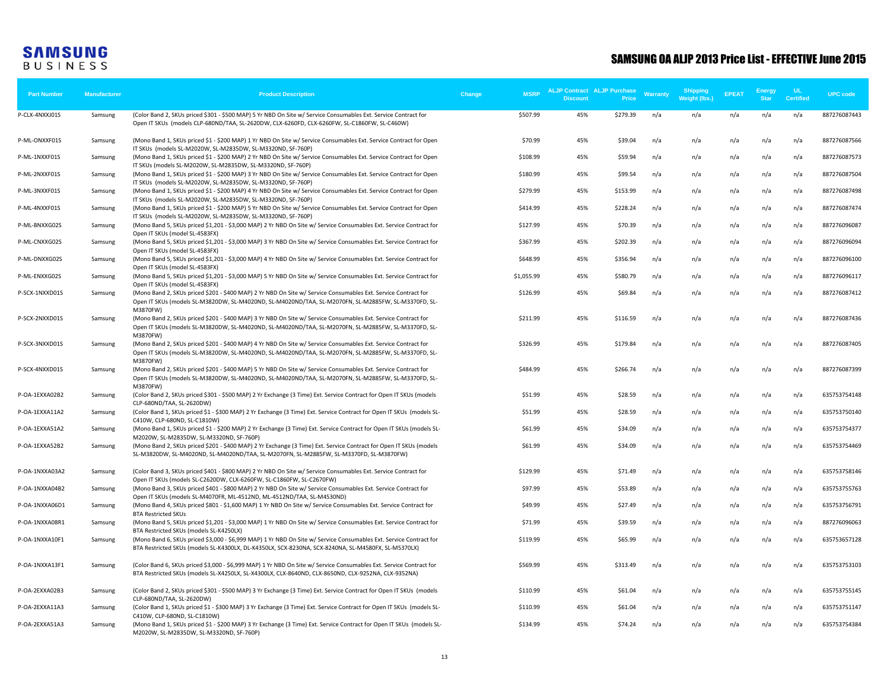# SAMSUNG BUSINESS

## SAMSUNG OA ALJP 2013 Price List - EFFECTIVE June 2015

| Part Number | Manufacturer | Product Description | Change | MSRP | ALJP Contract Discount | ALJP Purchase Price | Warranty | Shipping Weight (lbs.) | EPEAT | Energy Star | UL Certified | UPC code |
|---|---|---|---|---|---|---|---|---|---|---|---|---|
| P-CLX-4NXXJ01S | Samsung | (Color Band 2, SKUs priced $301 - $500 MAP) 5 Yr NBD On Site w/ Service Consumables Ext. Service Contract for Open IT SKUs (models CLP-680ND/TAA, SL-2620DW, CLX-6260FD, CLX-6260FW, SL-C1860FW, SL-C460W) | | $507.99 | 45% | $279.39 | n/a | n/a | n/a | n/a | n/a | 887276087443 |
| P-ML-ONXXF01S | Samsung | (Mono Band 1, SKUs priced $1 - $200 MAP) 1 Yr NBD On Site w/ Service Consumables Ext. Service Contract for Open IT SKUs (models SL-M2020W, SL-M2835DW, SL-M3320ND, SF-760P) | | $70.99 | 45% | $39.04 | n/a | n/a | n/a | n/a | n/a | 887276087566 |
| P-ML-1NXXF01S | Samsung | (Mono Band 1, SKUs priced $1 - $200 MAP) 2 Yr NBD On Site w/ Service Consumables Ext. Service Contract for Open IT SKUs (models SL-M2020W, SL-M2835DW, SL-M3320ND, SF-760P) | | $108.99 | 45% | $59.94 | n/a | n/a | n/a | n/a | n/a | 887276087573 |
| P-ML-2NXXF01S | Samsung | (Mono Band 1, SKUs priced $1 - $200 MAP) 3 Yr NBD On Site w/ Service Consumables Ext. Service Contract for Open IT SKUs (models SL-M2020W, SL-M2835DW, SL-M3320ND, SF-760P) | | $180.99 | 45% | $99.54 | n/a | n/a | n/a | n/a | n/a | 887276087504 |
| P-ML-3NXXF01S | Samsung | (Mono Band 1, SKUs priced $1 - $200 MAP) 4 Yr NBD On Site w/ Service Consumables Ext. Service Contract for Open IT SKUs (models SL-M2020W, SL-M2835DW, SL-M3320ND, SF-760P) | | $279.99 | 45% | $153.99 | n/a | n/a | n/a | n/a | n/a | 887276087498 |
| P-ML-4NXXF01S | Samsung | (Mono Band 1, SKUs priced $1 - $200 MAP) 5 Yr NBD On Site w/ Service Consumables Ext. Service Contract for Open IT SKUs (models SL-M2020W, SL-M2835DW, SL-M3320ND, SF-760P) | | $414.99 | 45% | $228.24 | n/a | n/a | n/a | n/a | n/a | 887276087474 |
| P-ML-BNXXG02S | Samsung | (Mono Band 5, SKUs priced $1,201 - $3,000 MAP) 2 Yr NBD On Site w/ Service Consumables Ext. Service Contract for Open IT SKUs (model SL-4583FX) | | $127.99 | 45% | $70.39 | n/a | n/a | n/a | n/a | n/a | 887276096087 |
| P-ML-CNXXG02S | Samsung | (Mono Band 5, SKUs priced $1,201 - $3,000 MAP) 3 Yr NBD On Site w/ Service Consumables Ext. Service Contract for Open IT SKUs (model SL-4583FX) | | $367.99 | 45% | $202.39 | n/a | n/a | n/a | n/a | n/a | 887276096094 |
| P-ML-DNXXG02S | Samsung | (Mono Band 5, SKUs priced $1,201 - $3,000 MAP) 4 Yr NBD On Site w/ Service Consumables Ext. Service Contract for Open IT SKUs (model SL-4583FX) | | $648.99 | 45% | $356.94 | n/a | n/a | n/a | n/a | n/a | 887276096100 |
| P-ML-ENXXG02S | Samsung | (Mono Band 5, SKUs priced $1,201 - $3,000 MAP) 5 Yr NBD On Site w/ Service Consumables Ext. Service Contract for Open IT SKUs (model SL-4583FX) | | $1,055.99 | 45% | $580.79 | n/a | n/a | n/a | n/a | n/a | 887276096117 |
| P-SCX-1NXXD01S | Samsung | (Mono Band 2, SKUs priced $201 - $400 MAP) 2 Yr NBD On Site w/ Service Consumables Ext. Service Contract for Open IT SKUs (models SL-M3820DW, SL-M4020ND, SL-M4020ND/TAA, SL-M2070FN, SL-M2885FW, SL-M3370FD, SL-M3870FW) | | $126.99 | 45% | $69.84 | n/a | n/a | n/a | n/a | n/a | 887276087412 |
| P-SCX-2NXXD01S | Samsung | (Mono Band 2, SKUs priced $201 - $400 MAP) 3 Yr NBD On Site w/ Service Consumables Ext. Service Contract for Open IT SKUs (models SL-M3820DW, SL-M4020ND, SL-M4020ND/TAA, SL-M2070FN, SL-M2885FW, SL-M3370FD, SL-M3870FW) | | $211.99 | 45% | $116.59 | n/a | n/a | n/a | n/a | n/a | 887276087436 |
| P-SCX-3NXXD01S | Samsung | (Mono Band 2, SKUs priced $201 - $400 MAP) 4 Yr NBD On Site w/ Service Consumables Ext. Service Contract for Open IT SKUs (models SL-M3820DW, SL-M4020ND, SL-M4020ND/TAA, SL-M2070FN, SL-M2885FW, SL-M3370FD, SL-M3870FW) | | $326.99 | 45% | $179.84 | n/a | n/a | n/a | n/a | n/a | 887276087405 |
| P-SCX-4NXXD01S | Samsung | (Mono Band 2, SKUs priced $201 - $400 MAP) 5 Yr NBD On Site w/ Service Consumables Ext. Service Contract for Open IT SKUs (models SL-M3820DW, SL-M4020ND, SL-M4020ND/TAA, SL-M2070FN, SL-M2885FW, SL-M3370FD, SL-M3870FW) | | $484.99 | 45% | $266.74 | n/a | n/a | n/a | n/a | n/a | 887276087399 |
| P-OA-1EXXA02B2 | Samsung | (Color Band 2, SKUs priced $301 - $500 MAP) 2 Yr Exchange (3 Time) Ext. Service Contract for Open IT SKUs (models CLP-680ND/TAA, SL-2620DW) | | $51.99 | 45% | $28.59 | n/a | n/a | n/a | n/a | n/a | 635753754148 |
| P-OA-1EXXA11A2 | Samsung | (Color Band 1, SKUs priced $1 - $300 MAP) 2 Yr Exchange (3 Time) Ext. Service Contract for Open IT SKUs (models SL-C410W, CLP-680ND, SL-C1810W) | | $51.99 | 45% | $28.59 | n/a | n/a | n/a | n/a | n/a | 635753750140 |
| P-OA-1EXXA51A2 | Samsung | (Mono Band 1, SKUs priced $1 - $200 MAP) 2 Yr Exchange (3 Time) Ext. Service Contract for Open IT SKUs (models SL-M2020W, SL-M2835DW, SL-M3320ND, SF-760P) | | $61.99 | 45% | $34.09 | n/a | n/a | n/a | n/a | n/a | 635753754377 |
| P-OA-1EXXA52B2 | Samsung | (Mono Band 2, SKUs priced $201 - $400 MAP) 2 Yr Exchange (3 Time) Ext. Service Contract for Open IT SKUs (models SL-M3820DW, SL-M4020ND, SL-M4020ND/TAA, SL-M2070FN, SL-M2885FW, SL-M3370FD, SL-M3870FW) | | $61.99 | 45% | $34.09 | n/a | n/a | n/a | n/a | n/a | 635753754469 |
| P-OA-1NXXA03A2 | Samsung | (Color Band 3, SKUs priced $401 - $800 MAP) 2 Yr NBD On Site w/ Service Consumables Ext. Service Contract for Open IT SKUs (models SL-C2620DW, CLX-6260FW, SL-C1860FW, SL-C2670FW) | | $129.99 | 45% | $71.49 | n/a | n/a | n/a | n/a | n/a | 635753758146 |
| P-OA-1NXXA04B2 | Samsung | (Mono Band 3, SKUs priced $401 - $800 MAP) 2 Yr NBD On Site w/ Service Consumables Ext. Service Contract for Open IT SKUs (models SL-M4070FR, ML-4512ND, ML-4512ND/TAA, SL-M4530ND) | | $97.99 | 45% | $53.89 | n/a | n/a | n/a | n/a | n/a | 635753755763 |
| P-OA-1NXXA06D1 | Samsung | (Mono Band 4, SKUs priced $801 - $1,600 MAP) 1 Yr NBD On Site w/ Service Consumables Ext. Service Contract for BTA Restricted SKUs | | $49.99 | 45% | $27.49 | n/a | n/a | n/a | n/a | n/a | 635753756791 |
| P-OA-1NXXA08R1 | Samsung | (Mono Band 5, SKUs priced $1,201 - $3,000 MAP) 1 Yr NBD On Site w/ Service Consumables Ext. Service Contract for BTA Restricted SKUs (models SL-K4250LX) | | $71.99 | 45% | $39.59 | n/a | n/a | n/a | n/a | n/a | 887276096063 |
| P-OA-1NXXA10F1 | Samsung | (Mono Band 6, SKUs priced $3,000 - $6,999 MAP) 1 Yr NBD On Site w/ Service Consumables Ext. Service Contract for BTA Restricted SKUs (models SL-K4300LX, DL-K4350LX, SCX-8230NA, SCX-8240NA, SL-M4580FX, SL-M5370LX) | | $119.99 | 45% | $65.99 | n/a | n/a | n/a | n/a | n/a | 635753657128 |
| P-OA-1NXXA13F1 | Samsung | (Color Band 6, SKUs priced $3,000 - $6,999 MAP) 1 Yr NBD On Site w/ Service Consumables Ext. Service Contract for BTA Restricted SKUs (models SL-X4250LX, SL-X4300LX, CLX-8640ND, CLX-8650ND, CLX-9252NA, CLX-9352NA) | | $569.99 | 45% | $313.49 | n/a | n/a | n/a | n/a | n/a | 635753753103 |
| P-OA-2EXXA02B3 | Samsung | (Color Band 2, SKUs priced $301 - $500 MAP) 3 Yr Exchange (3 Time) Ext. Service Contract for Open IT SKUs (models CLP-680ND/TAA, SL-2620DW) | | $110.99 | 45% | $61.04 | n/a | n/a | n/a | n/a | n/a | 635753755145 |
| P-OA-2EXXA11A3 | Samsung | (Color Band 1, SKUs priced $1 - $300 MAP) 3 Yr Exchange (3 Time) Ext. Service Contract for Open IT SKUs (models SL-C410W, CLP-680ND, SL-C1810W) | | $110.99 | 45% | $61.04 | n/a | n/a | n/a | n/a | n/a | 635753751147 |
| P-OA-2EXXA51A3 | Samsung | (Mono Band 1, SKUs priced $1 - $200 MAP) 3 Yr Exchange (3 Time) Ext. Service Contract for Open IT SKUs (models SL-M2020W, SL-M2835DW, SL-M3320ND, SF-760P) | | $134.99 | 45% | $74.24 | n/a | n/a | n/a | n/a | n/a | 635753754384 |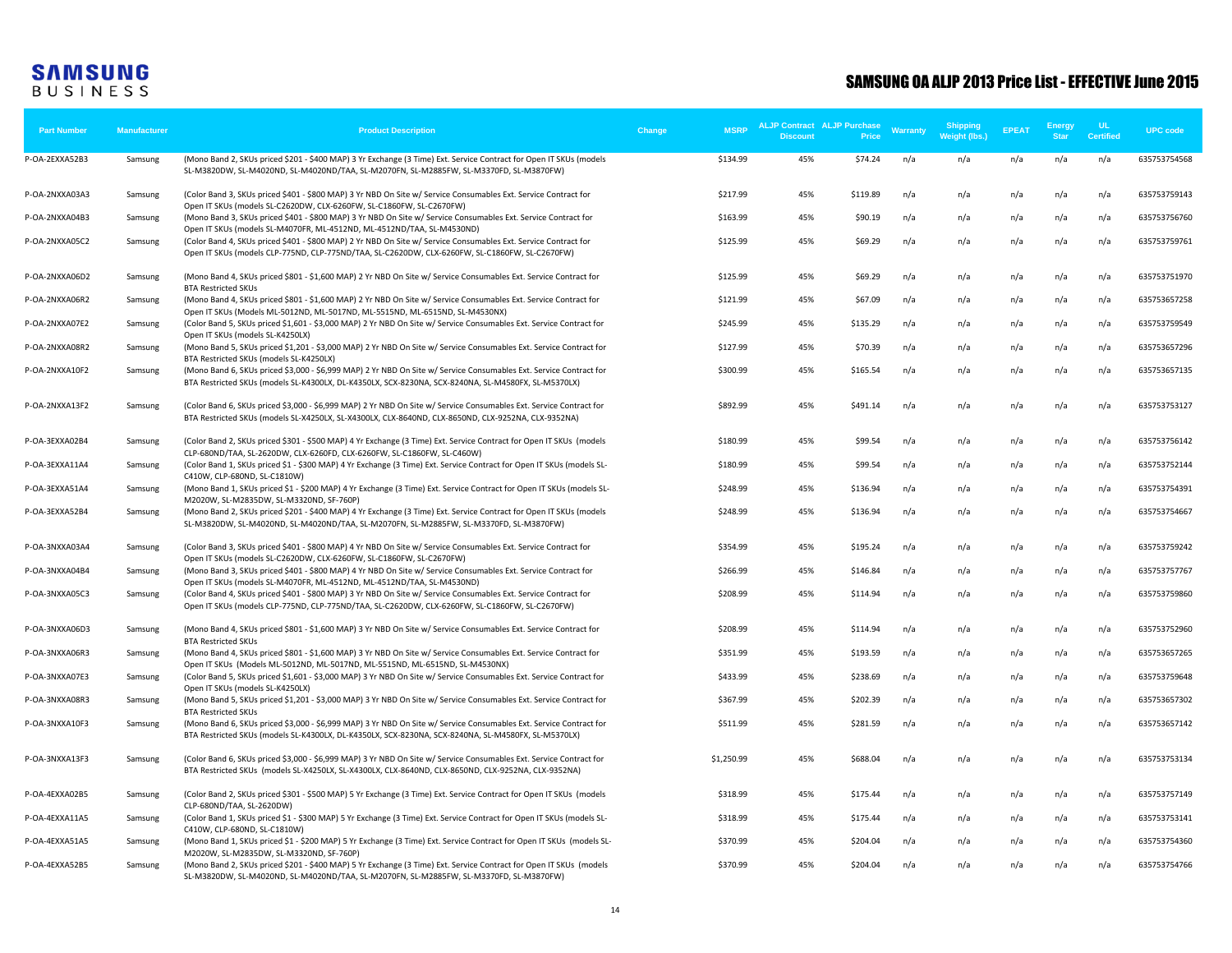SAMSUNG BUSINESS

# SAMSUNG OA ALJP 2013 Price List - EFFECTIVE June 2015

| Part Number | Manufacturer | Product Description | Change | MSRP | ALJP Contract Discount | ALJP Purchase Price | Warranty | Shipping Weight (lbs.) | EPEAT | Energy Star | UL Certified | UPC code |
|---|---|---|---|---|---|---|---|---|---|---|---|---|
| P-OA-2EXXA52B3 | Samsung | (Mono Band 2, SKUs priced $201 - $400 MAP) 3 Yr Exchange (3 Time) Ext. Service Contract for Open IT SKUs (models SL-M3820DW, SL-M4020ND, SL-M4020ND/TAA, SL-M2070FN, SL-M2885FW, SL-M3370FD, SL-M3870FW) | | $134.99 | 45% | $74.24 | n/a | n/a | n/a | n/a | n/a | 635753754568 |
| P-OA-2NXXA03A3 | Samsung | (Color Band 3, SKUs priced $401 - $800 MAP) 3 Yr NBD On Site w/ Service Consumables Ext. Service Contract for Open IT SKUs (models SL-C2620DW, CLX-6260FW, SL-C1860FW, SL-C2670FW) | | $217.99 | 45% | $119.89 | n/a | n/a | n/a | n/a | n/a | 635753759143 |
| P-OA-2NXXA04B3 | Samsung | (Mono Band 3, SKUs priced $401 - $800 MAP) 3 Yr NBD On Site w/ Service Consumables Ext. Service Contract for Open IT SKUs (models SL-M4070FR, ML-4512ND, ML-4512ND/TAA, SL-M4530ND) | | $163.99 | 45% | $90.19 | n/a | n/a | n/a | n/a | n/a | 635753756760 |
| P-OA-2NXXA05C2 | Samsung | (Color Band 4, SKUs priced $401 - $800 MAP) 2 Yr NBD On Site w/ Service Consumables Ext. Service Contract for Open IT SKUs (models CLP-775ND, CLP-775ND/TAA, SL-C2620DW, CLX-6260FW, SL-C1860FW, SL-C2670FW) | | $125.99 | 45% | $69.29 | n/a | n/a | n/a | n/a | n/a | 635753759761 |
| P-OA-2NXXA06D2 | Samsung | (Mono Band 4, SKUs priced $801 - $1,600 MAP) 2 Yr NBD On Site w/ Service Consumables Ext. Service Contract for BTA Restricted SKUs | | $125.99 | 45% | $69.29 | n/a | n/a | n/a | n/a | n/a | 635753751970 |
| P-OA-2NXXA06R2 | Samsung | (Mono Band 4, SKUs priced $801 - $1,600 MAP) 2 Yr NBD On Site w/ Service Consumables Ext. Service Contract for Open IT SKUs (Models ML-5012ND, ML-5017ND, ML-5515ND, ML-6515ND, SL-M4530NX) | | $121.99 | 45% | $67.09 | n/a | n/a | n/a | n/a | n/a | 635753657258 |
| P-OA-2NXXA07E2 | Samsung | (Color Band 5, SKUs priced $1,601 - $3,000 MAP) 2 Yr NBD On Site w/ Service Consumables Ext. Service Contract for Open IT SKUs (models SL-K4250LX) | | $245.99 | 45% | $135.29 | n/a | n/a | n/a | n/a | n/a | 635753759549 |
| P-OA-2NXXA08R2 | Samsung | (Mono Band 5, SKUs priced $1,201 - $3,000 MAP) 2 Yr NBD On Site w/ Service Consumables Ext. Service Contract for BTA Restricted SKUs (models SL-K4250LX) | | $127.99 | 45% | $70.39 | n/a | n/a | n/a | n/a | n/a | 635753657296 |
| P-OA-2NXXA10F2 | Samsung | (Mono Band 6, SKUs priced $3,000 - $6,999 MAP) 2 Yr NBD On Site w/ Service Consumables Ext. Service Contract for BTA Restricted SKUs (models SL-K4300LX, DL-K4350LX, SCX-8230NA, SCX-8240NA, SL-M4580FX, SL-M5370LX) | | $300.99 | 45% | $165.54 | n/a | n/a | n/a | n/a | n/a | 635753657135 |
| P-OA-2NXXA13F2 | Samsung | (Color Band 6, SKUs priced $3,000 - $6,999 MAP) 2 Yr NBD On Site w/ Service Consumables Ext. Service Contract for BTA Restricted SKUs (models SL-X4250LX, SL-X4300LX, CLX-8640ND, CLX-8650ND, CLX-9252NA, CLX-9352NA) | | $892.99 | 45% | $491.14 | n/a | n/a | n/a | n/a | n/a | 635753753127 |
| P-OA-3EXXA02B4 | Samsung | (Color Band 2, SKUs priced $301 - $500 MAP) 4 Yr Exchange (3 Time) Ext. Service Contract for Open IT SKUs (models CLP-680ND/TAA, SL-2620DW, CLX-6260FD, CLX-6260FW, SL-C1860FW, SL-C460W) | | $180.99 | 45% | $99.54 | n/a | n/a | n/a | n/a | n/a | 635753756142 |
| P-OA-3EXXA11A4 | Samsung | (Color Band 1, SKUs priced $1 - $300 MAP) 4 Yr Exchange (3 Time) Ext. Service Contract for Open IT SKUs (models SL-C410W, CLP-680ND, SL-C1810W) | | $180.99 | 45% | $99.54 | n/a | n/a | n/a | n/a | n/a | 635753752144 |
| P-OA-3EXXA51A4 | Samsung | (Mono Band 1, SKUs priced $1 - $200 MAP) 4 Yr Exchange (3 Time) Ext. Service Contract for Open IT SKUs (models SL-M2020W, SL-M2835DW, SL-M3320ND, SF-760P) | | $248.99 | 45% | $136.94 | n/a | n/a | n/a | n/a | n/a | 635753754391 |
| P-OA-3EXXA52B4 | Samsung | (Mono Band 2, SKUs priced $201 - $400 MAP) 4 Yr Exchange (3 Time) Ext. Service Contract for Open IT SKUs (models SL-M3820DW, SL-M4020ND, SL-M4020ND/TAA, SL-M2070FN, SL-M2885FW, SL-M3370FD, SL-M3870FW) | | $248.99 | 45% | $136.94 | n/a | n/a | n/a | n/a | n/a | 635753754667 |
| P-OA-3NXXA03A4 | Samsung | (Color Band 3, SKUs priced $401 - $800 MAP) 4 Yr NBD On Site w/ Service Consumables Ext. Service Contract for Open IT SKUs (models SL-C2620DW, CLX-6260FW, SL-C1860FW, SL-C2670FW) | | $354.99 | 45% | $195.24 | n/a | n/a | n/a | n/a | n/a | 635753759242 |
| P-OA-3NXXA04B4 | Samsung | (Mono Band 3, SKUs priced $401 - $800 MAP) 4 Yr NBD On Site w/ Service Consumables Ext. Service Contract for Open IT SKUs (models SL-M4070FR, ML-4512ND, ML-4512ND/TAA, SL-M4530ND) | | $266.99 | 45% | $146.84 | n/a | n/a | n/a | n/a | n/a | 635753757767 |
| P-OA-3NXXA05C3 | Samsung | (Color Band 4, SKUs priced $401 - $800 MAP) 3 Yr NBD On Site w/ Service Consumables Ext. Service Contract for Open IT SKUs (models CLP-775ND, CLP-775ND/TAA, SL-C2620DW, CLX-6260FW, SL-C1860FW, SL-C2670FW) | | $208.99 | 45% | $114.94 | n/a | n/a | n/a | n/a | n/a | 635753759860 |
| P-OA-3NXXA06D3 | Samsung | (Mono Band 4, SKUs priced $801 - $1,600 MAP) 3 Yr NBD On Site w/ Service Consumables Ext. Service Contract for BTA Restricted SKUs | | $208.99 | 45% | $114.94 | n/a | n/a | n/a | n/a | n/a | 635753752960 |
| P-OA-3NXXA06R3 | Samsung | (Mono Band 4, SKUs priced $801 - $1,600 MAP) 3 Yr NBD On Site w/ Service Consumables Ext. Service Contract for Open IT SKUs (Models ML-5012ND, ML-5017ND, ML-5515ND, ML-6515ND, SL-M4530NX) | | $351.99 | 45% | $193.59 | n/a | n/a | n/a | n/a | n/a | 635753657265 |
| P-OA-3NXXA07E3 | Samsung | (Color Band 5, SKUs priced $1,601 - $3,000 MAP) 3 Yr NBD On Site w/ Service Consumables Ext. Service Contract for Open IT SKUs (models SL-K4250LX) | | $433.99 | 45% | $238.69 | n/a | n/a | n/a | n/a | n/a | 635753759648 |
| P-OA-3NXXA08R3 | Samsung | (Mono Band 5, SKUs priced $1,201 - $3,000 MAP) 3 Yr NBD On Site w/ Service Consumables Ext. Service Contract for BTA Restricted SKUs | | $367.99 | 45% | $202.39 | n/a | n/a | n/a | n/a | n/a | 635753657302 |
| P-OA-3NXXA10F3 | Samsung | (Mono Band 6, SKUs priced $3,000 - $6,999 MAP) 3 Yr NBD On Site w/ Service Consumables Ext. Service Contract for BTA Restricted SKUs (models SL-K4300LX, DL-K4350LX, SCX-8230NA, SCX-8240NA, SL-M4580FX, SL-M5370LX) | | $511.99 | 45% | $281.59 | n/a | n/a | n/a | n/a | n/a | 635753657142 |
| P-OA-3NXXA13F3 | Samsung | (Color Band 6, SKUs priced $3,000 - $6,999 MAP) 3 Yr NBD On Site w/ Service Consumables Ext. Service Contract for BTA Restricted SKUs (models SL-X4250LX, SL-X4300LX, CLX-8640ND, CLX-8650ND, CLX-9252NA, CLX-9352NA) | | $1,250.99 | 45% | $688.04 | n/a | n/a | n/a | n/a | n/a | 635753753134 |
| P-OA-4EXXA02B5 | Samsung | (Color Band 2, SKUs priced $301 - $500 MAP) 5 Yr Exchange (3 Time) Ext. Service Contract for Open IT SKUs (models CLP-680ND/TAA, SL-2620DW) | | $318.99 | 45% | $175.44 | n/a | n/a | n/a | n/a | n/a | 635753757149 |
| P-OA-4EXXA11A5 | Samsung | (Color Band 1, SKUs priced $1 - $300 MAP) 5 Yr Exchange (3 Time) Ext. Service Contract for Open IT SKUs (models SL-C410W, CLP-680ND, SL-C1810W) | | $318.99 | 45% | $175.44 | n/a | n/a | n/a | n/a | n/a | 635753753141 |
| P-OA-4EXXA51A5 | Samsung | (Mono Band 1, SKUs priced $1 - $200 MAP) 5 Yr Exchange (3 Time) Ext. Service Contract for Open IT SKUs (models SL-M2020W, SL-M2835DW, SL-M3320ND, SF-760P) | | $370.99 | 45% | $204.04 | n/a | n/a | n/a | n/a | n/a | 635753754360 |
| P-OA-4EXXA52B5 | Samsung | (Mono Band 2, SKUs priced $201 - $400 MAP) 5 Yr Exchange (3 Time) Ext. Service Contract for Open IT SKUs (models SL-M3820DW, SL-M4020ND, SL-M4020ND/TAA, SL-M2070FN, SL-M2885FW, SL-M3370FD, SL-M3870FW) | | $370.99 | 45% | $204.04 | n/a | n/a | n/a | n/a | n/a | 635753754766 |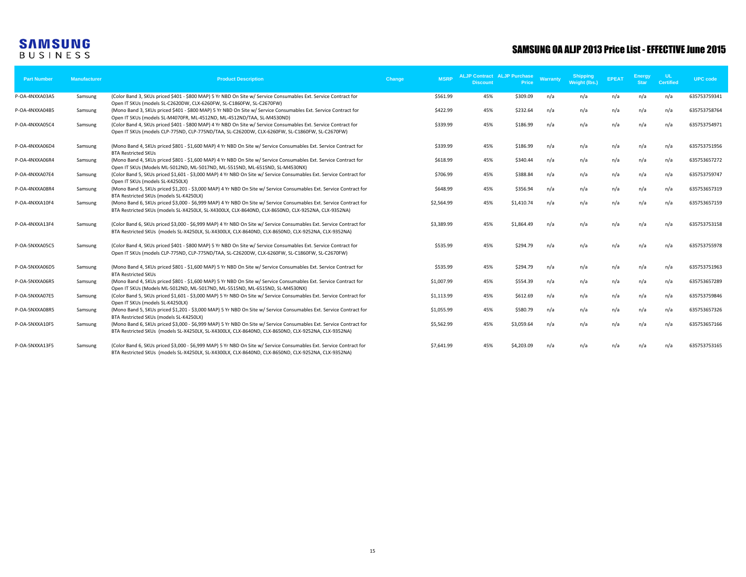# SAMSUNG OA ALJP 2013 Price List - EFFECTIVE June 2015

| Part Number | Manufacturer | Product Description | Change | MSRP | ALJP Contract Discount | ALJP Purchase Price | Warranty | Shipping Weight (lbs.) | EPEAT | Energy Star | UL Certified | UPC code |
|---|---|---|---|---|---|---|---|---|---|---|---|---|
| P-OA-4NXXA03A5 | Samsung | (Color Band 3, SKUs priced $401 - $800 MAP) 5 Yr NBD On Site w/ Service Consumables Ext. Service Contract for Open IT SKUs (models SL-C2620DW, CLX-6260FW, SL-C1860FW, SL-C2670FW) | | $561.99 | 45% | $309.09 | n/a | n/a | n/a | n/a | n/a | 635753759341 |
| P-OA-4NXXA04B5 | Samsung | (Mono Band 3, SKUs priced $401 - $800 MAP) 5 Yr NBD On Site w/ Service Consumables Ext. Service Contract for Open IT SKUs (models SL-M4070FR, ML-4512ND, ML-4512ND/TAA, SL-M4530ND) | | $422.99 | 45% | $232.64 | n/a | n/a | n/a | n/a | n/a | 635753758764 |
| P-OA-4NXXA05C4 | Samsung | (Color Band 4, SKUs priced $401 - $800 MAP) 4 Yr NBD On Site w/ Service Consumables Ext. Service Contract for Open IT SKUs (models CLP-775ND, CLP-775ND/TAA, SL-C2620DW, CLX-6260FW, SL-C1860FW, SL-C2670FW) | | $339.99 | 45% | $186.99 | n/a | n/a | n/a | n/a | n/a | 635753754971 |
| P-OA-4NXXA06D4 | Samsung | (Mono Band 4, SKUs priced $801 - $1,600 MAP) 4 Yr NBD On Site w/ Service Consumables Ext. Service Contract for BTA Restricted SKUs | | $339.99 | 45% | $186.99 | n/a | n/a | n/a | n/a | n/a | 635753751956 |
| P-OA-4NXXA06R4 | Samsung | (Mono Band 4, SKUs priced $801 - $1,600 MAP) 4 Yr NBD On Site w/ Service Consumables Ext. Service Contract for Open IT SKUs (Models ML-5012ND, ML-5017ND, ML-5515ND, ML-6515ND, SL-M4530NX) | | $618.99 | 45% | $340.44 | n/a | n/a | n/a | n/a | n/a | 635753657272 |
| P-OA-4NXXA07E4 | Samsung | (Color Band 5, SKUs priced $1,601 - $3,000 MAP) 4 Yr NBD On Site w/ Service Consumables Ext. Service Contract for Open IT SKUs (models SL-K4250LX) | | $706.99 | 45% | $388.84 | n/a | n/a | n/a | n/a | n/a | 635753759747 |
| P-OA-4NXXA08R4 | Samsung | (Mono Band 5, SKUs priced $1,201 - $3,000 MAP) 4 Yr NBD On Site w/ Service Consumables Ext. Service Contract for BTA Restricted SKUs (models SL-K4250LX) | | $648.99 | 45% | $356.94 | n/a | n/a | n/a | n/a | n/a | 635753657319 |
| P-OA-4NXXA10F4 | Samsung | (Mono Band 6, SKUs priced $3,000 - $6,999 MAP) 4 Yr NBD On Site w/ Service Consumables Ext. Service Contract for BTA Restricted SKUs (models SL-X4250LX, SL-X4300LX, CLX-8640ND, CLX-8650ND, CLX-9252NA, CLX-9352NA) | | $2,564.99 | 45% | $1,410.74 | n/a | n/a | n/a | n/a | n/a | 635753657159 |
| P-OA-4NXXA13F4 | Samsung | (Color Band 6, SKUs priced $3,000 - $6,999 MAP) 4 Yr NBD On Site w/ Service Consumables Ext. Service Contract for BTA Restricted SKUs (models SL-X4250LX, SL-X4300LX, CLX-8640ND, CLX-8650ND, CLX-9252NA, CLX-9352NA) | | $3,389.99 | 45% | $1,864.49 | n/a | n/a | n/a | n/a | n/a | 635753753158 |
| P-OA-5NXXA05C5 | Samsung | (Color Band 4, SKUs priced $401 - $800 MAP) 5 Yr NBD On Site w/ Service Consumables Ext. Service Contract for Open IT SKUs (models CLP-775ND, CLP-775ND/TAA, SL-C2620DW, CLX-6260FW, SL-C1860FW, SL-C2670FW) | | $535.99 | 45% | $294.79 | n/a | n/a | n/a | n/a | n/a | 635753755978 |
| P-OA-5NXXA06D5 | Samsung | (Mono Band 4, SKUs priced $801 - $1,600 MAP) 5 Yr NBD On Site w/ Service Consumables Ext. Service Contract for BTA Restricted SKUs | | $535.99 | 45% | $294.79 | n/a | n/a | n/a | n/a | n/a | 635753751963 |
| P-OA-5NXXA06R5 | Samsung | (Mono Band 4, SKUs priced $801 - $1,600 MAP) 5 Yr NBD On Site w/ Service Consumables Ext. Service Contract for Open IT SKUs (Models ML-5012ND, ML-5017ND, ML-5515ND, ML-6515ND, SL-M4530NX) | | $1,007.99 | 45% | $554.39 | n/a | n/a | n/a | n/a | n/a | 635753657289 |
| P-OA-5NXXA07E5 | Samsung | (Color Band 5, SKUs priced $1,601 - $3,000 MAP) 5 Yr NBD On Site w/ Service Consumables Ext. Service Contract for Open IT SKUs (models SL-K4250LX) | | $1,113.99 | 45% | $612.69 | n/a | n/a | n/a | n/a | n/a | 635753759846 |
| P-OA-5NXXA08R5 | Samsung | (Mono Band 5, SKUs priced $1,201 - $3,000 MAP) 5 Yr NBD On Site w/ Service Consumables Ext. Service Contract for BTA Restricted SKUs (models SL-K4250LX) | | $1,055.99 | 45% | $580.79 | n/a | n/a | n/a | n/a | n/a | 635753657326 |
| P-OA-5NXXA10F5 | Samsung | (Mono Band 6, SKUs priced $3,000 - $6,999 MAP) 5 Yr NBD On Site w/ Service Consumables Ext. Service Contract for BTA Restricted SKUs (models SL-X4250LX, SL-X4300LX, CLX-8640ND, CLX-8650ND, CLX-9252NA, CLX-9352NA) | | $5,562.99 | 45% | $3,059.64 | n/a | n/a | n/a | n/a | n/a | 635753657166 |
| P-OA-5NXXA13F5 | Samsung | (Color Band 6, SKUs priced $3,000 - $6,999 MAP) 5 Yr NBD On Site w/ Service Consumables Ext. Service Contract for BTA Restricted SKUs (models SL-X4250LX, SL-X4300LX, CLX-8640ND, CLX-8650ND, CLX-9252NA, CLX-9352NA) | | $7,641.99 | 45% | $4,203.09 | n/a | n/a | n/a | n/a | n/a | 635753753165 |